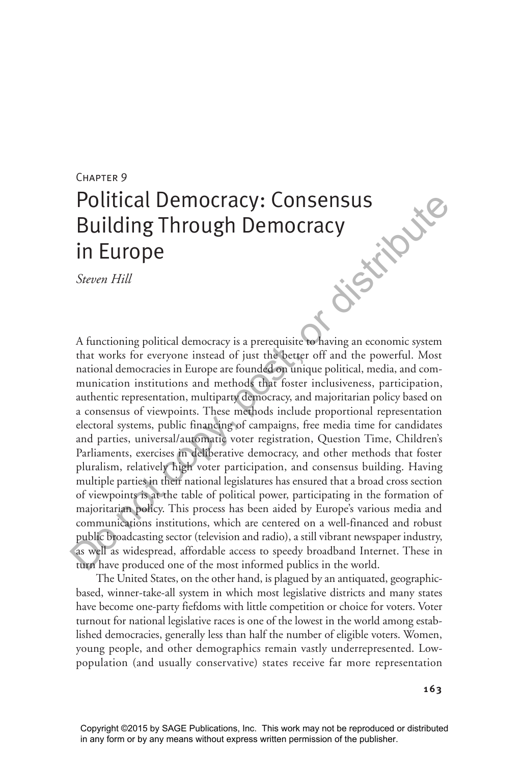Chapter 9

# Political Democracy: Consensus Building Through Democracy in Europe

*Steven Hill*

A functioning political democracy is a prerequisite to having an economic system that works for everyone instead of just the better off and the powerful. Most national democracies in Europe are founded on unique political, media, and communication institutions and methods that foster inclusiveness, participation, authentic representation, multiparty democracy, and majoritarian policy based on a consensus of viewpoints. These methods include proportional representation electoral systems, public financing of campaigns, free media time for candidates and parties, universal/automatic voter registration, Question Time, Children's Parliaments, exercises in deliberative democracy, and other methods that foster pluralism, relatively high voter participation, and consensus building. Having multiple parties in their national legislatures has ensured that a broad cross section of viewpoints is at the table of political power, participating in the formation of majoritarian policy. This process has been aided by Europe's various media and communications institutions, which are centered on a well-financed and robust public broadcasting sector (television and radio), a still vibrant newspaper industry, as well as widespread, affordable access to speedy broadband Internet. These in turn have produced one of the most informed publics in the world.

The United States, on the other hand, is plagued by an antiquated, geographic-based, winner-take-all system in which most legislative districts and many states have become one-party fiefdoms with little competition or choice for voters. Voter turnout for national legislative races is one of the lowest in the world among established democracies, generally less than half the number of eligible voters. Women, young people, and other demographics remain vastly underrepresented. Low-population (and usually conservative) states receive far more representation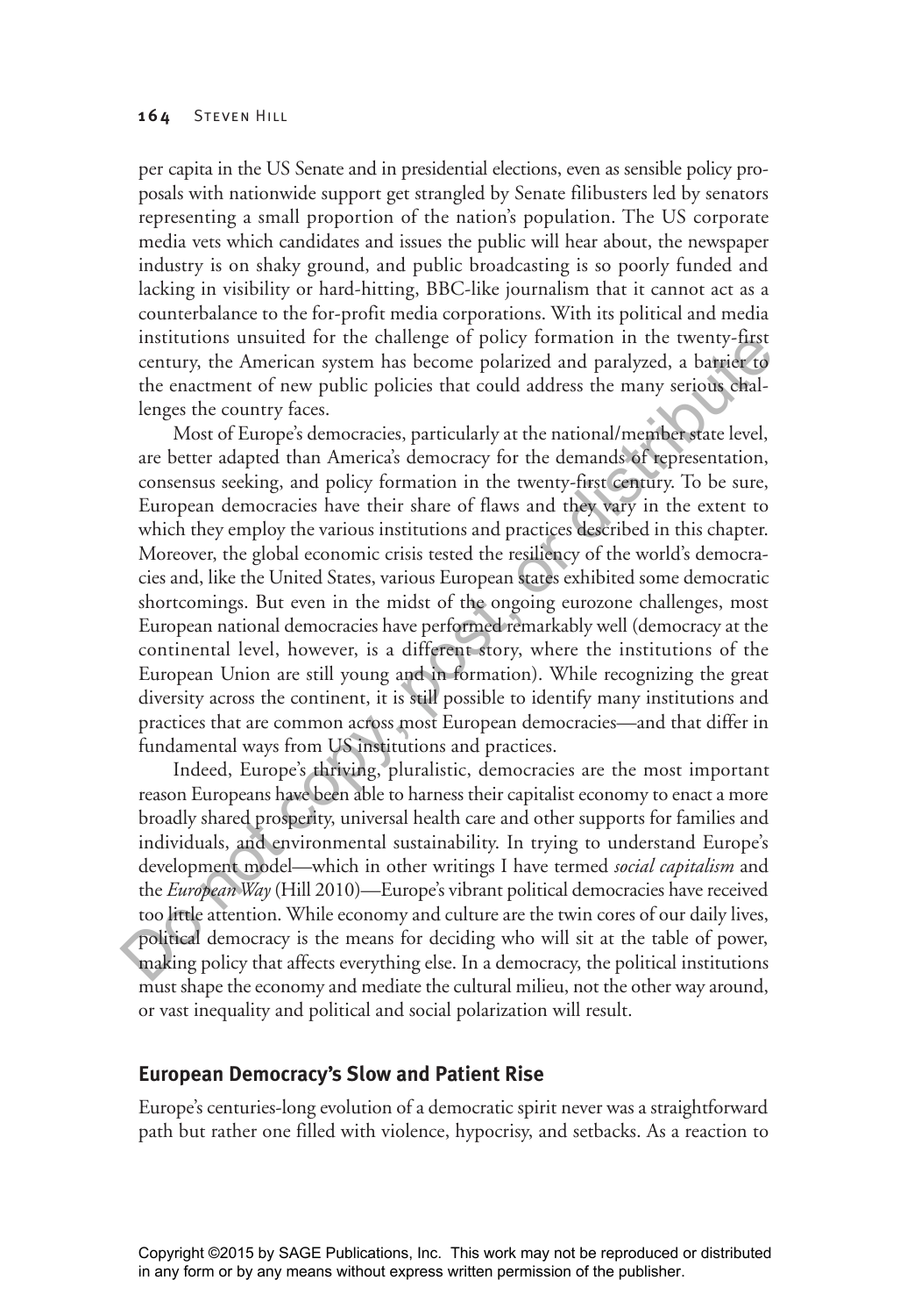per capita in the US Senate and in presidential elections, even as sensible policy proposals with nationwide support get strangled by Senate filibusters led by senators representing a small proportion of the nation's population. The US corporate media vets which candidates and issues the public will hear about, the newspaper industry is on shaky ground, and public broadcasting is so poorly funded and lacking in visibility or hard-hitting, BBC-like journalism that it cannot act as a counterbalance to the for-profit media corporations. With its political and media institutions unsuited for the challenge of policy formation in the twenty-first century, the American system has become polarized and paralyzed, a barrier to the enactment of new public policies that could address the many serious challenges the country faces.

Most of Europe's democracies, particularly at the national/member state level, are better adapted than America's democracy for the demands of representation, consensus seeking, and policy formation in the twenty-first century. To be sure, European democracies have their share of flaws and they vary in the extent to which they employ the various institutions and practices described in this chapter. Moreover, the global economic crisis tested the resiliency of the world's democracies and, like the United States, various European states exhibited some democratic shortcomings. But even in the midst of the ongoing eurozone challenges, most European national democracies have performed remarkably well (democracy at the continental level, however, is a different story, where the institutions of the European Union are still young and in formation). While recognizing the great diversity across the continent, it is still possible to identify many institutions and practices that are common across most European democracies—and that differ in fundamental ways from US institutions and practices.

Indeed, Europe's thriving, pluralistic, democracies are the most important reason Europeans have been able to harness their capitalist economy to enact a more broadly shared prosperity, universal health care and other supports for families and individuals, and environmental sustainability. In trying to understand Europe's development model—which in other writings I have termed *social capitalism* and the *European Way* (Hill 2010)—Europe's vibrant political democracies have received too little attention. While economy and culture are the twin cores of our daily lives, political democracy is the means for deciding who will sit at the table of power, making policy that affects everything else. In a democracy, the political institutions must shape the economy and mediate the cultural milieu, not the other way around, or vast inequality and political and social polarization will result.

## European Democracy's Slow and Patient Rise

Europe's centuries-long evolution of a democratic spirit never was a straightforward path but rather one filled with violence, hypocrisy, and setbacks. As a reaction to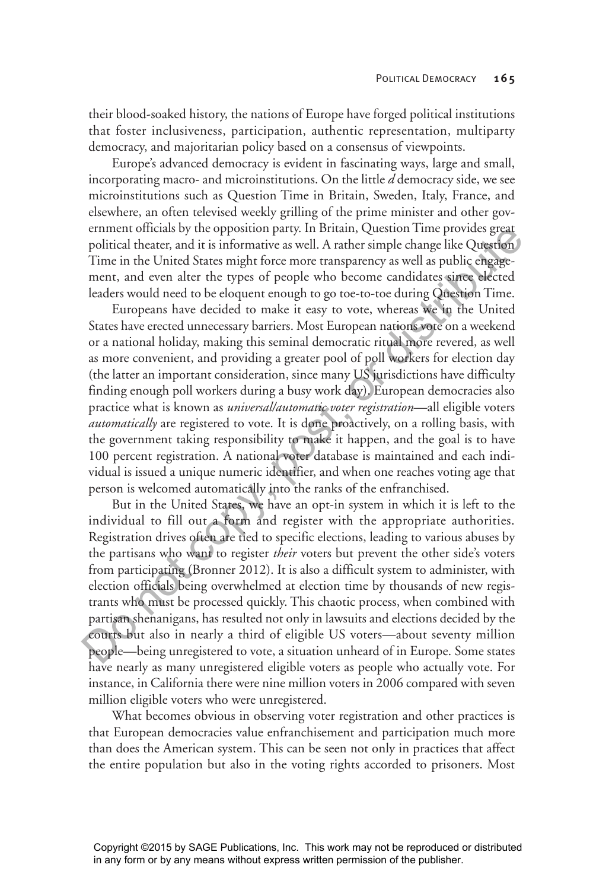their blood-soaked history, the nations of Europe have forged political institutions that foster inclusiveness, participation, authentic representation, multiparty democracy, and majoritarian policy based on a consensus of viewpoints.

Europe's advanced democracy is evident in fascinating ways, large and small, incorporating macro- and microinstitutions. On the little *d* democracy side, we see microinstitutions such as Question Time in Britain, Sweden, Italy, France, and elsewhere, an often televised weekly grilling of the prime minister and other government officials by the opposition party. In Britain, Question Time provides great political theater, and it is informative as well. A rather simple change like Question Time in the United States might force more transparency as well as public engagement, and even alter the types of people who become candidates since elected leaders would need to be eloquent enough to go toe-to-toe during Question Time.

Europeans have decided to make it easy to vote, whereas we in the United States have erected unnecessary barriers. Most European nations vote on a weekend or a national holiday, making this seminal democratic ritual more revered, as well as more convenient, and providing a greater pool of poll workers for election day (the latter an important consideration, since many US jurisdictions have difficulty finding enough poll workers during a busy work day). European democracies also practice what is known as *universal/automatic voter registration*—all eligible voters *automatically* are registered to vote. It is done proactively, on a rolling basis, with the government taking responsibility to make it happen, and the goal is to have 100 percent registration. A national voter database is maintained and each individual is issued a unique numeric identifier, and when one reaches voting age that person is welcomed automatically into the ranks of the enfranchised.

But in the United States, we have an opt-in system in which it is left to the individual to fill out a form and register with the appropriate authorities. Registration drives often are tied to specific elections, leading to various abuses by the partisans who want to register *their* voters but prevent the other side's voters from participating (Bronner 2012). It is also a difficult system to administer, with election officials being overwhelmed at election time by thousands of new registrants who must be processed quickly. This chaotic process, when combined with partisan shenanigans, has resulted not only in lawsuits and elections decided by the courts but also in nearly a third of eligible US voters—about seventy million people—being unregistered to vote, a situation unheard of in Europe. Some states have nearly as many unregistered eligible voters as people who actually vote. For instance, in California there were nine million voters in 2006 compared with seven million eligible voters who were unregistered.

What becomes obvious in observing voter registration and other practices is that European democracies value enfranchisement and participation much more than does the American system. This can be seen not only in practices that affect the entire population but also in the voting rights accorded to prisoners. Most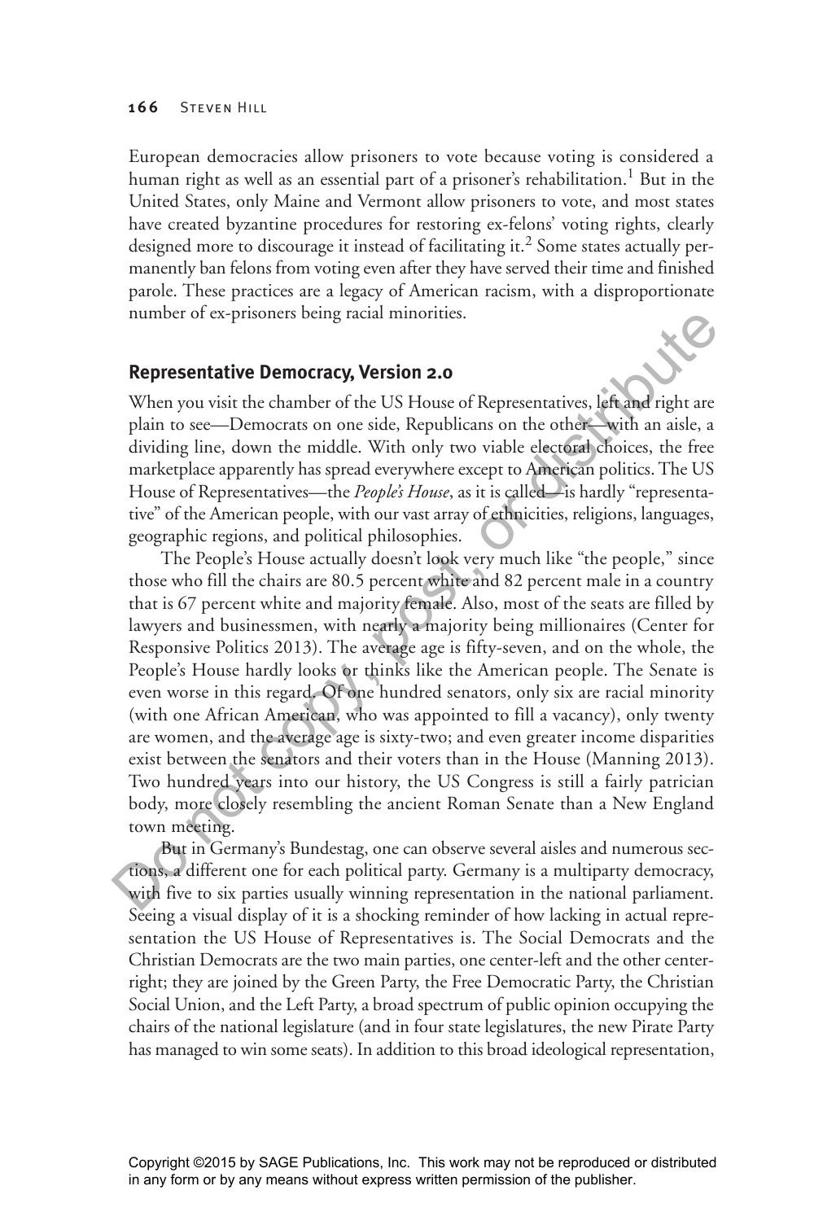European democracies allow prisoners to vote because voting is considered a human right as well as an essential part of a prisoner's rehabilitation.[1] But in the United States, only Maine and Vermont allow prisoners to vote, and most states have created byzantine procedures for restoring ex-felons' voting rights, clearly designed more to discourage it instead of facilitating it.[2] Some states actually permanently ban felons from voting even after they have served their time and finished parole. These practices are a legacy of American racism, with a disproportionate number of ex-prisoners being racial minorities.

## Representative Democracy, Version 2.0

When you visit the chamber of the US House of Representatives, left and right are plain to see—Democrats on one side, Republicans on the other—with an aisle, a dividing line, down the middle. With only two viable electoral choices, the free marketplace apparently has spread everywhere except to American politics. The US House of Representatives—the *People's House*, as it is called—is hardly "representative" of the American people, with our vast array of ethnicities, religions, languages, geographic regions, and political philosophies.

The People's House actually doesn't look very much like "the people," since those who fill the chairs are 80.5 percent white and 82 percent male in a country that is 67 percent white and majority female. Also, most of the seats are filled by lawyers and businessmen, with nearly a majority being millionaires (Center for Responsive Politics 2013). The average age is fifty-seven, and on the whole, the People's House hardly looks or thinks like the American people. The Senate is even worse in this regard. Of one hundred senators, only six are racial minority (with one African American, who was appointed to fill a vacancy), only twenty are women, and the average age is sixty-two; and even greater income disparities exist between the senators and their voters than in the House (Manning 2013). Two hundred years into our history, the US Congress is still a fairly patrician body, more closely resembling the ancient Roman Senate than a New England town meeting.

But in Germany's Bundestag, one can observe several aisles and numerous sections, a different one for each political party. Germany is a multiparty democracy, with five to six parties usually winning representation in the national parliament. Seeing a visual display of it is a shocking reminder of how lacking in actual representation the US House of Representatives is. The Social Democrats and the Christian Democrats are the two main parties, one center-left and the other center-right; they are joined by the Green Party, the Free Democratic Party, the Christian Social Union, and the Left Party, a broad spectrum of public opinion occupying the chairs of the national legislature (and in four state legislatures, the new Pirate Party has managed to win some seats). In addition to this broad ideological representation,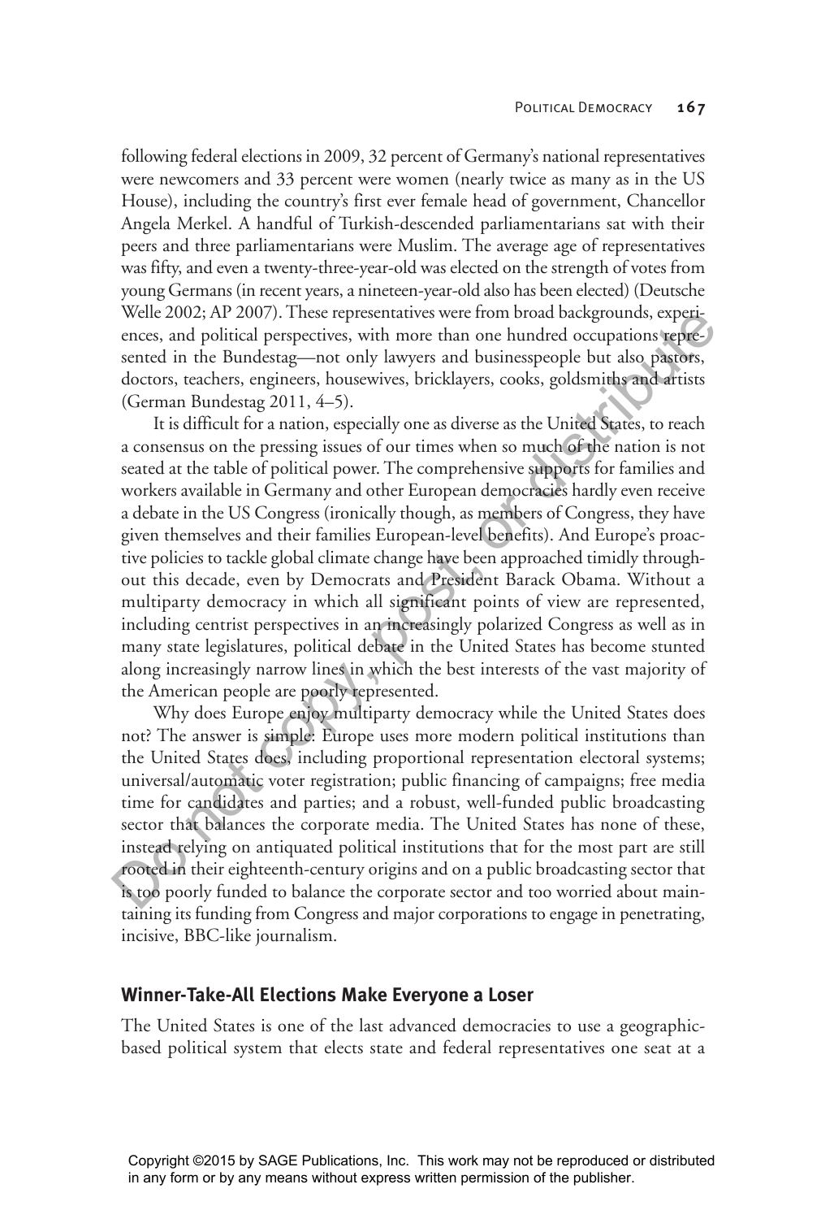following federal elections in 2009, 32 percent of Germany's national representatives were newcomers and 33 percent were women (nearly twice as many as in the US House), including the country's first ever female head of government, Chancellor Angela Merkel. A handful of Turkish-descended parliamentarians sat with their peers and three parliamentarians were Muslim. The average age of representatives was fifty, and even a twenty-three-year-old was elected on the strength of votes from young Germans (in recent years, a nineteen-year-old also has been elected) (Deutsche Welle 2002; AP 2007). These representatives were from broad backgrounds, experiences, and political perspectives, with more than one hundred occupations represented in the Bundestag—not only lawyers and businesspeople but also pastors, doctors, teachers, engineers, housewives, bricklayers, cooks, goldsmiths and artists (German Bundestag 2011, 4–5).

It is difficult for a nation, especially one as diverse as the United States, to reach a consensus on the pressing issues of our times when so much of the nation is not seated at the table of political power. The comprehensive supports for families and workers available in Germany and other European democracies hardly even receive a debate in the US Congress (ironically though, as members of Congress, they have given themselves and their families European-level benefits). And Europe's proactive policies to tackle global climate change have been approached timidly throughout this decade, even by Democrats and President Barack Obama. Without a multiparty democracy in which all significant points of view are represented, including centrist perspectives in an increasingly polarized Congress as well as in many state legislatures, political debate in the United States has become stunted along increasingly narrow lines in which the best interests of the vast majority of the American people are poorly represented.

Why does Europe enjoy multiparty democracy while the United States does not? The answer is simple: Europe uses more modern political institutions than the United States does, including proportional representation electoral systems; universal/automatic voter registration; public financing of campaigns; free media time for candidates and parties; and a robust, well-funded public broadcasting sector that balances the corporate media. The United States has none of these, instead relying on antiquated political institutions that for the most part are still rooted in their eighteenth-century origins and on a public broadcasting sector that is too poorly funded to balance the corporate sector and too worried about maintaining its funding from Congress and major corporations to engage in penetrating, incisive, BBC-like journalism.

## Winner-Take-All Elections Make Everyone a Loser

The United States is one of the last advanced democracies to use a geographic-based political system that elects state and federal representatives one seat at a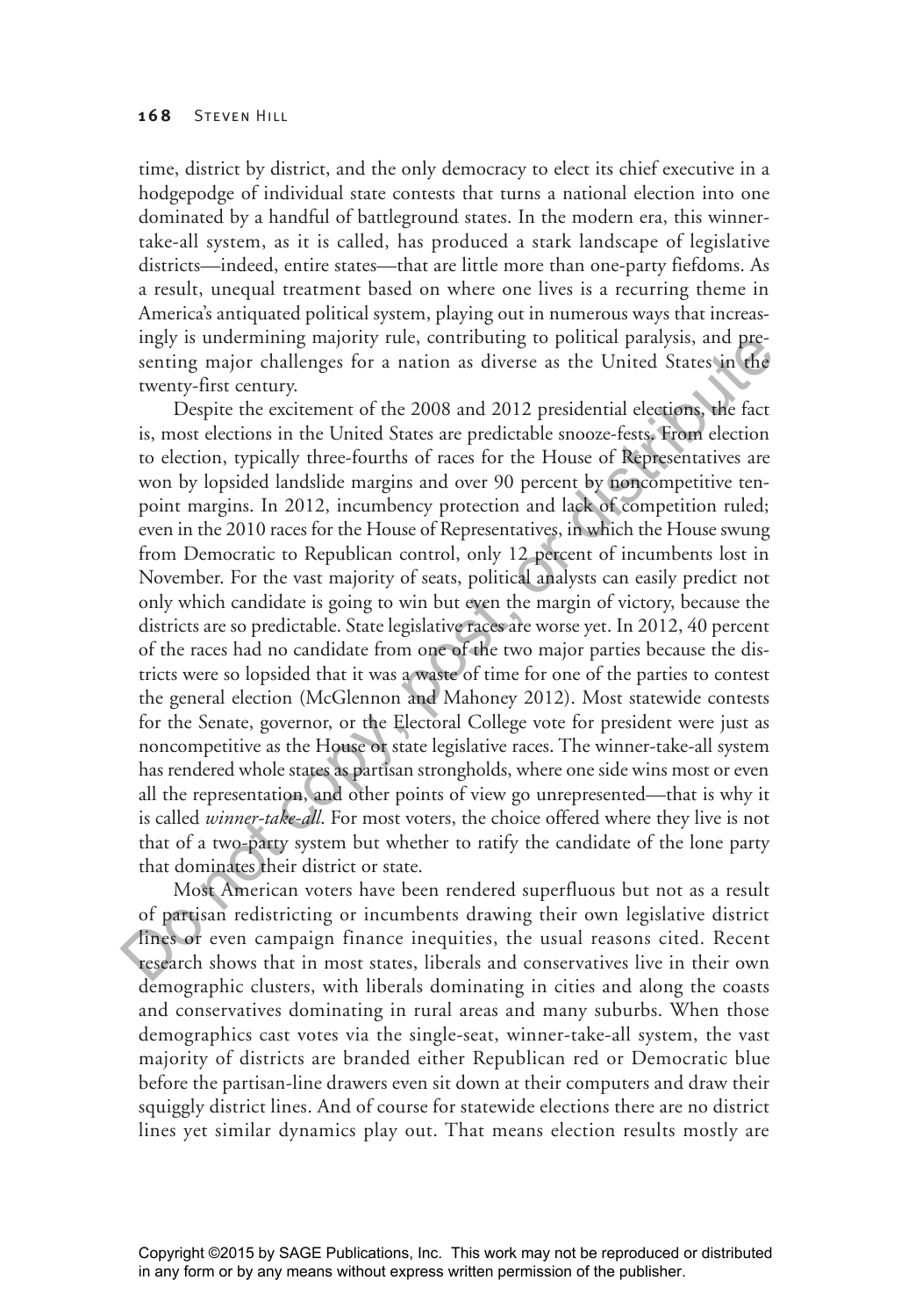time, district by district, and the only democracy to elect its chief executive in a hodgepodge of individual state contests that turns a national election into one dominated by a handful of battleground states. In the modern era, this winner-take-all system, as it is called, has produced a stark landscape of legislative districts—indeed, entire states—that are little more than one-party fiefdoms. As a result, unequal treatment based on where one lives is a recurring theme in America's antiquated political system, playing out in numerous ways that increasingly is undermining majority rule, contributing to political paralysis, and presenting major challenges for a nation as diverse as the United States in the twenty-first century.

Despite the excitement of the 2008 and 2012 presidential elections, the fact is, most elections in the United States are predictable snooze-fests. From election to election, typically three-fourths of races for the House of Representatives are won by lopsided landslide margins and over 90 percent by noncompetitive ten-point margins. In 2012, incumbency protection and lack of competition ruled; even in the 2010 races for the House of Representatives, in which the House swung from Democratic to Republican control, only 12 percent of incumbents lost in November. For the vast majority of seats, political analysts can easily predict not only which candidate is going to win but even the margin of victory, because the districts are so predictable. State legislative races are worse yet. In 2012, 40 percent of the races had no candidate from one of the two major parties because the districts were so lopsided that it was a waste of time for one of the parties to contest the general election (McGlennon and Mahoney 2012). Most statewide contests for the Senate, governor, or the Electoral College vote for president were just as noncompetitive as the House or state legislative races. The winner-take-all system has rendered whole states as partisan strongholds, where one side wins most or even all the representation, and other points of view go unrepresented—that is why it is called *winner-take-all*. For most voters, the choice offered where they live is not that of a two-party system but whether to ratify the candidate of the lone party that dominates their district or state.

Most American voters have been rendered superfluous but not as a result of partisan redistricting or incumbents drawing their own legislative district lines or even campaign finance inequities, the usual reasons cited. Recent research shows that in most states, liberals and conservatives live in their own demographic clusters, with liberals dominating in cities and along the coasts and conservatives dominating in rural areas and many suburbs. When those demographics cast votes via the single-seat, winner-take-all system, the vast majority of districts are branded either Republican red or Democratic blue before the partisan-line drawers even sit down at their computers and draw their squiggly district lines. And of course for statewide elections there are no district lines yet similar dynamics play out. That means election results mostly are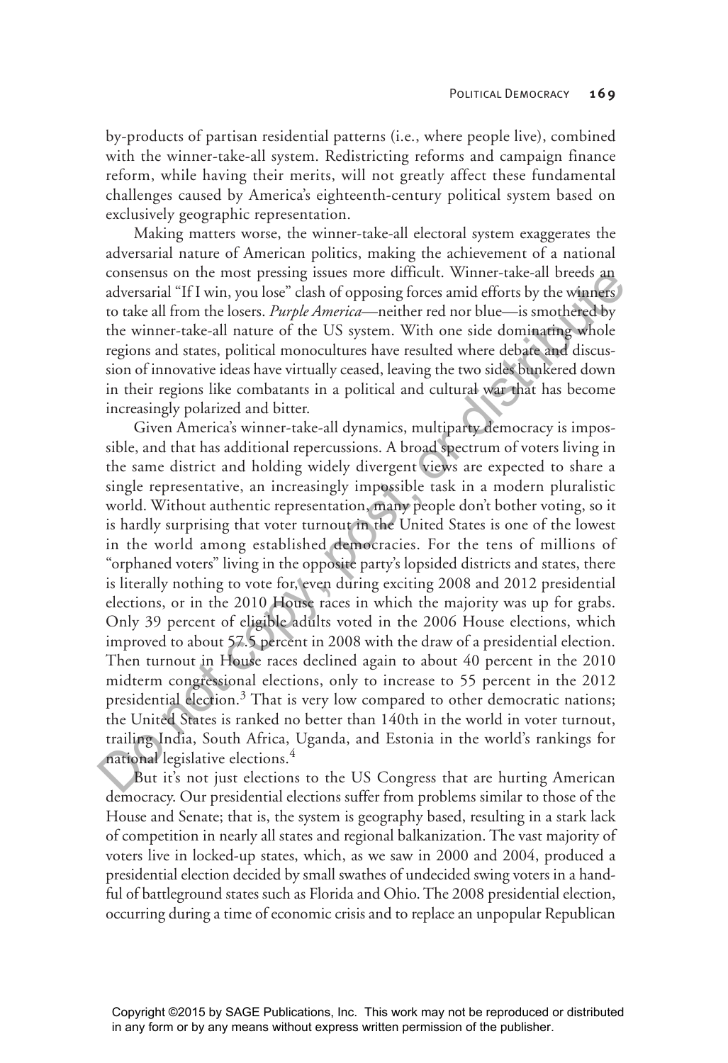by-products of partisan residential patterns (i.e., where people live), combined with the winner-take-all system. Redistricting reforms and campaign finance reform, while having their merits, will not greatly affect these fundamental challenges caused by America's eighteenth-century political system based on exclusively geographic representation.

Making matters worse, the winner-take-all electoral system exaggerates the adversarial nature of American politics, making the achievement of a national consensus on the most pressing issues more difficult. Winner-take-all breeds an adversarial "If I win, you lose" clash of opposing forces amid efforts by the winners to take all from the losers. *Purple America*—neither red nor blue—is smothered by the winner-take-all nature of the US system. With one side dominating whole regions and states, political monocultures have resulted where debate and discussion of innovative ideas have virtually ceased, leaving the two sides bunkered down in their regions like combatants in a political and cultural war that has become increasingly polarized and bitter.

Given America's winner-take-all dynamics, multiparty democracy is impossible, and that has additional repercussions. A broad spectrum of voters living in the same district and holding widely divergent views are expected to share a single representative, an increasingly impossible task in a modern pluralistic world. Without authentic representation, many people don't bother voting, so it is hardly surprising that voter turnout in the United States is one of the lowest in the world among established democracies. For the tens of millions of "orphaned voters" living in the opposite party's lopsided districts and states, there is literally nothing to vote for, even during exciting 2008 and 2012 presidential elections, or in the 2010 House races in which the majority was up for grabs. Only 39 percent of eligible adults voted in the 2006 House elections, which improved to about 57.5 percent in 2008 with the draw of a presidential election. Then turnout in House races declined again to about 40 percent in the 2010 midterm congressional elections, only to increase to 55 percent in the 2012 presidential election.[3] That is very low compared to other democratic nations; the United States is ranked no better than 140th in the world in voter turnout, trailing India, South Africa, Uganda, and Estonia in the world's rankings for national legislative elections.[4]

But it's not just elections to the US Congress that are hurting American democracy. Our presidential elections suffer from problems similar to those of the House and Senate; that is, the system is geography based, resulting in a stark lack of competition in nearly all states and regional balkanization. The vast majority of voters live in locked-up states, which, as we saw in 2000 and 2004, produced a presidential election decided by small swathes of undecided swing voters in a handful of battleground states such as Florida and Ohio. The 2008 presidential election, occurring during a time of economic crisis and to replace an unpopular Republican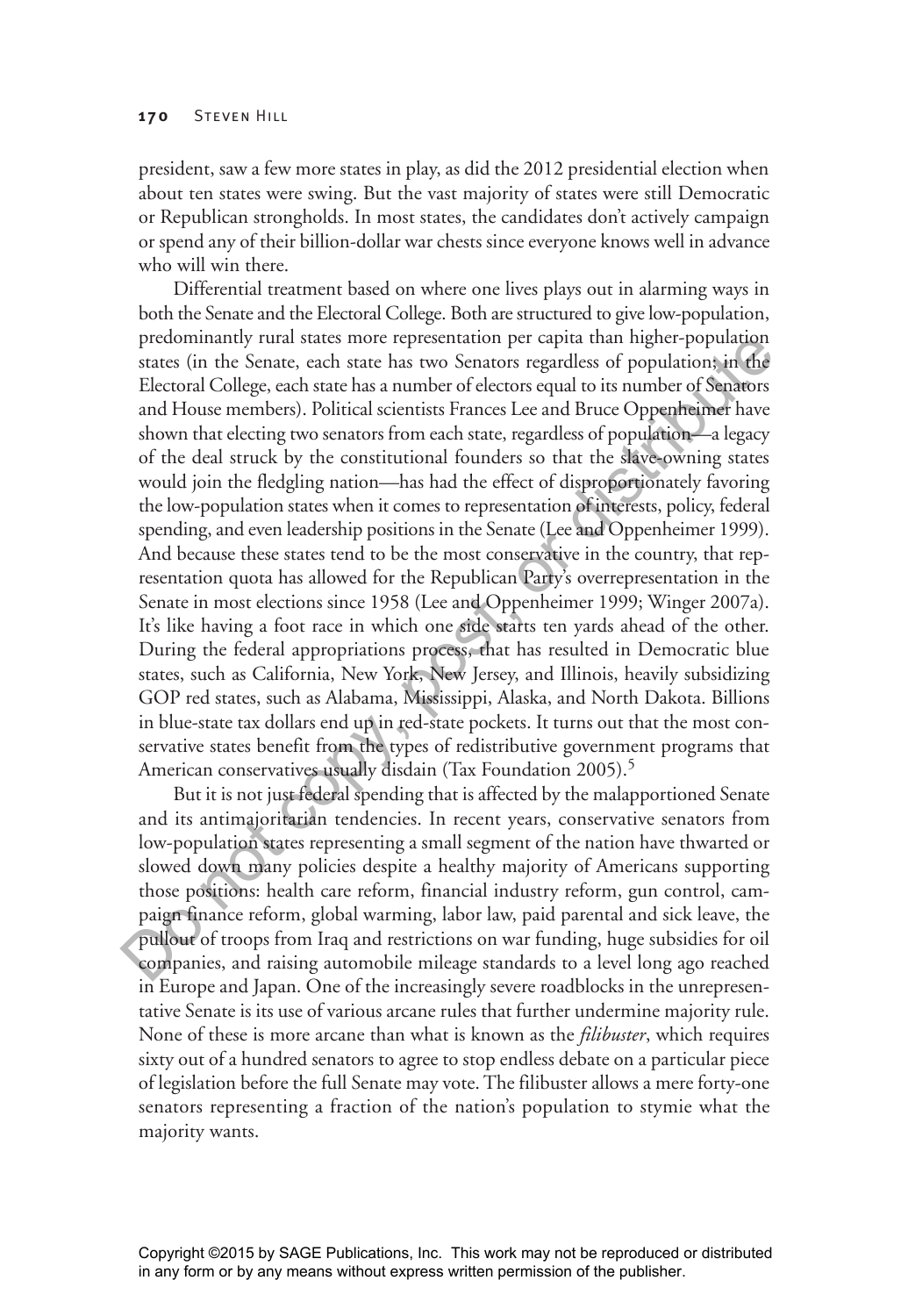president, saw a few more states in play, as did the 2012 presidential election when about ten states were swing. But the vast majority of states were still Democratic or Republican strongholds. In most states, the candidates don't actively campaign or spend any of their billion-dollar war chests since everyone knows well in advance who will win there.

Differential treatment based on where one lives plays out in alarming ways in both the Senate and the Electoral College. Both are structured to give low-population, predominantly rural states more representation per capita than higher-population states (in the Senate, each state has two Senators regardless of population; in the Electoral College, each state has a number of electors equal to its number of Senators and House members). Political scientists Frances Lee and Bruce Oppenheimer have shown that electing two senators from each state, regardless of population—a legacy of the deal struck by the constitutional founders so that the slave-owning states would join the fledgling nation—has had the effect of disproportionately favoring the low-population states when it comes to representation of interests, policy, federal spending, and even leadership positions in the Senate (Lee and Oppenheimer 1999). And because these states tend to be the most conservative in the country, that representation quota has allowed for the Republican Party's overrepresentation in the Senate in most elections since 1958 (Lee and Oppenheimer 1999; Winger 2007a). It's like having a foot race in which one side starts ten yards ahead of the other. During the federal appropriations process, that has resulted in Democratic blue states, such as California, New York, New Jersey, and Illinois, heavily subsidizing GOP red states, such as Alabama, Mississippi, Alaska, and North Dakota. Billions in blue-state tax dollars end up in red-state pockets. It turns out that the most conservative states benefit from the types of redistributive government programs that American conservatives usually disdain (Tax Foundation 2005).[5]

But it is not just federal spending that is affected by the malapportioned Senate and its antimajoritarian tendencies. In recent years, conservative senators from low-population states representing a small segment of the nation have thwarted or slowed down many policies despite a healthy majority of Americans supporting those positions: health care reform, financial industry reform, gun control, campaign finance reform, global warming, labor law, paid parental and sick leave, the pullout of troops from Iraq and restrictions on war funding, huge subsidies for oil companies, and raising automobile mileage standards to a level long ago reached in Europe and Japan. One of the increasingly severe roadblocks in the unrepresentative Senate is its use of various arcane rules that further undermine majority rule. None of these is more arcane than what is known as the *filibuster*, which requires sixty out of a hundred senators to agree to stop endless debate on a particular piece of legislation before the full Senate may vote. The filibuster allows a mere forty-one senators representing a fraction of the nation's population to stymie what the majority wants.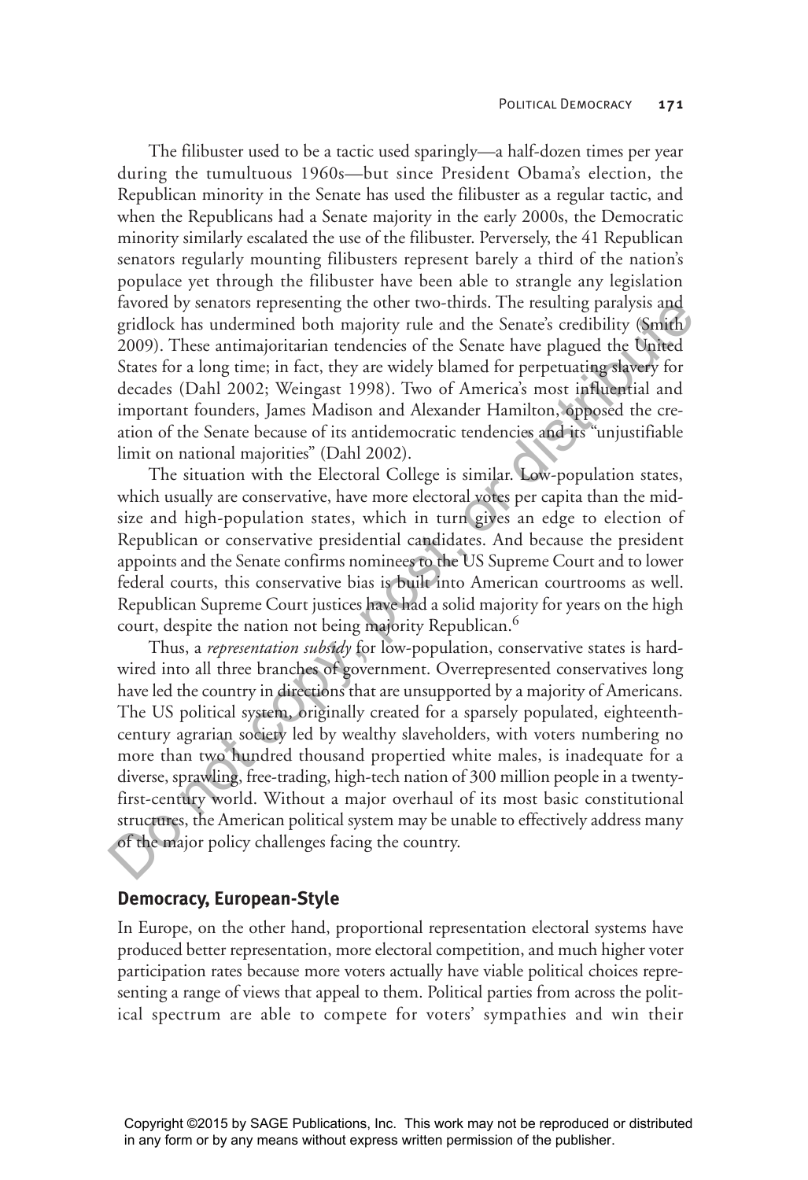The filibuster used to be a tactic used sparingly—a half-dozen times per year during the tumultuous 1960s—but since President Obama's election, the Republican minority in the Senate has used the filibuster as a regular tactic, and when the Republicans had a Senate majority in the early 2000s, the Democratic minority similarly escalated the use of the filibuster. Perversely, the 41 Republican senators regularly mounting filibusters represent barely a third of the nation's populace yet through the filibuster have been able to strangle any legislation favored by senators representing the other two-thirds. The resulting paralysis and gridlock has undermined both majority rule and the Senate's credibility (Smith 2009). These antimajoritarian tendencies of the Senate have plagued the United States for a long time; in fact, they are widely blamed for perpetuating slavery for decades (Dahl 2002; Weingast 1998). Two of America's most influential and important founders, James Madison and Alexander Hamilton, opposed the creation of the Senate because of its antidemocratic tendencies and its "unjustifiable limit on national majorities" (Dahl 2002).

The situation with the Electoral College is similar. Low-population states, which usually are conservative, have more electoral votes per capita than the mid-size and high-population states, which in turn gives an edge to election of Republican or conservative presidential candidates. And because the president appoints and the Senate confirms nominees to the US Supreme Court and to lower federal courts, this conservative bias is built into American courtrooms as well. Republican Supreme Court justices have had a solid majority for years on the high court, despite the nation not being majority Republican.[6]

Thus, a *representation subsidy* for low-population, conservative states is hard-wired into all three branches of government. Overrepresented conservatives long have led the country in directions that are unsupported by a majority of Americans. The US political system, originally created for a sparsely populated, eighteenth-century agrarian society led by wealthy slaveholders, with voters numbering no more than two hundred thousand propertied white males, is inadequate for a diverse, sprawling, free-trading, high-tech nation of 300 million people in a twenty-first-century world. Without a major overhaul of its most basic constitutional structures, the American political system may be unable to effectively address many of the major policy challenges facing the country.

## Democracy, European-Style

In Europe, on the other hand, proportional representation electoral systems have produced better representation, more electoral competition, and much higher voter participation rates because more voters actually have viable political choices representing a range of views that appeal to them. Political parties from across the political spectrum are able to compete for voters' sympathies and win their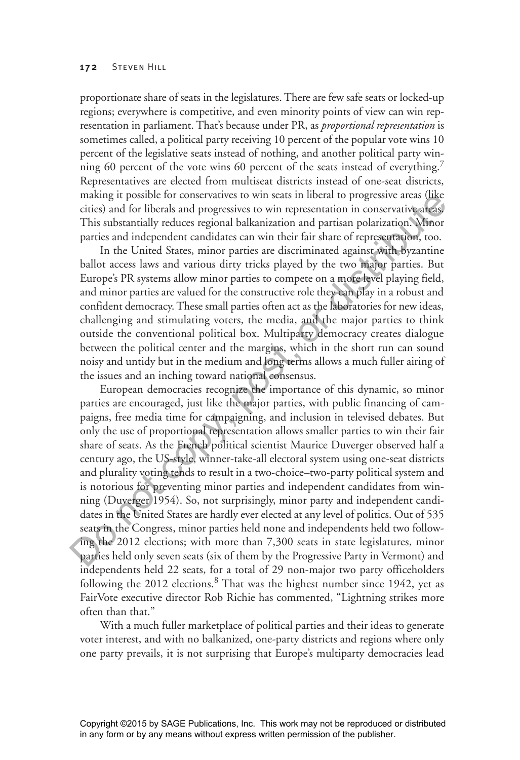proportionate share of seats in the legislatures. There are few safe seats or locked-up regions; everywhere is competitive, and even minority points of view can win representation in parliament. That's because under PR, as *proportional representation* is sometimes called, a political party receiving 10 percent of the popular vote wins 10 percent of the legislative seats instead of nothing, and another political party winning 60 percent of the vote wins 60 percent of the seats instead of everything.[7] Representatives are elected from multiseat districts instead of one-seat districts, making it possible for conservatives to win seats in liberal to progressive areas (like cities) and for liberals and progressives to win representation in conservative areas. This substantially reduces regional balkanization and partisan polarization. Minor parties and independent candidates can win their fair share of representation, too.

In the United States, minor parties are discriminated against with byzantine ballot access laws and various dirty tricks played by the two major parties. But Europe's PR systems allow minor parties to compete on a more level playing field, and minor parties are valued for the constructive role they can play in a robust and confident democracy. These small parties often act as the laboratories for new ideas, challenging and stimulating voters, the media, and the major parties to think outside the conventional political box. Multiparty democracy creates dialogue between the political center and the margins, which in the short run can sound noisy and untidy but in the medium and long terms allows a much fuller airing of the issues and an inching toward national consensus.

European democracies recognize the importance of this dynamic, so minor parties are encouraged, just like the major parties, with public financing of campaigns, free media time for campaigning, and inclusion in televised debates. But only the use of proportional representation allows smaller parties to win their fair share of seats. As the French political scientist Maurice Duverger observed half a century ago, the US-style, winner-take-all electoral system using one-seat districts and plurality voting tends to result in a two-choice–two-party political system and is notorious for preventing minor parties and independent candidates from winning (Duverger 1954). So, not surprisingly, minor party and independent candidates in the United States are hardly ever elected at any level of politics. Out of 535 seats in the Congress, minor parties held none and independents held two following the 2012 elections; with more than 7,300 seats in state legislatures, minor parties held only seven seats (six of them by the Progressive Party in Vermont) and independents held 22 seats, for a total of 29 non-major two party officeholders following the 2012 elections.[8] That was the highest number since 1942, yet as FairVote executive director Rob Richie has commented, "Lightning strikes more often than that."

With a much fuller marketplace of political parties and their ideas to generate voter interest, and with no balkanized, one-party districts and regions where only one party prevails, it is not surprising that Europe's multiparty democracies lead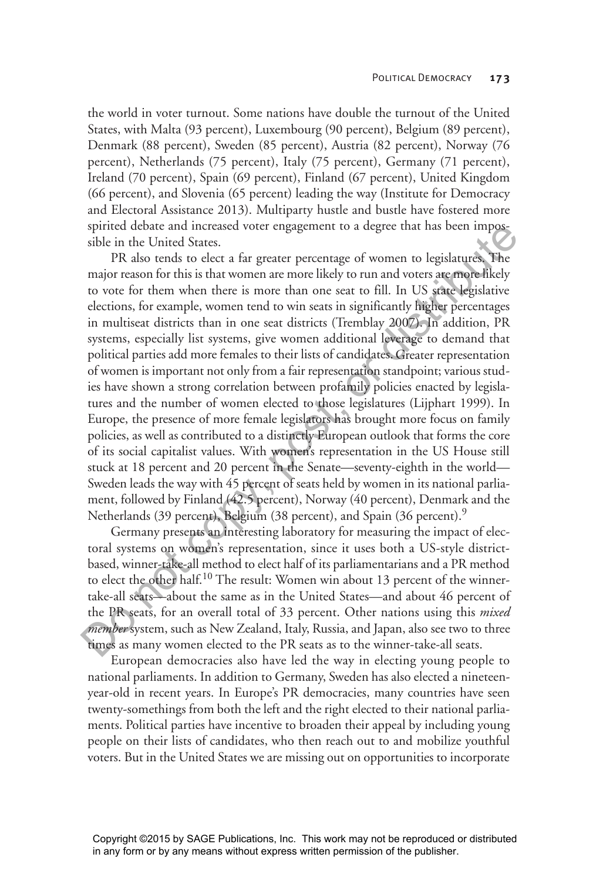the world in voter turnout. Some nations have double the turnout of the United States, with Malta (93 percent), Luxembourg (90 percent), Belgium (89 percent), Denmark (88 percent), Sweden (85 percent), Austria (82 percent), Norway (76 percent), Netherlands (75 percent), Italy (75 percent), Germany (71 percent), Ireland (70 percent), Spain (69 percent), Finland (67 percent), United Kingdom (66 percent), and Slovenia (65 percent) leading the way (Institute for Democracy and Electoral Assistance 2013). Multiparty hustle and bustle have fostered more spirited debate and increased voter engagement to a degree that has been impossible in the United States.

PR also tends to elect a far greater percentage of women to legislatures. The major reason for this is that women are more likely to run and voters are more likely to vote for them when there is more than one seat to fill. In US state legislative elections, for example, women tend to win seats in significantly higher percentages in multiseat districts than in one seat districts (Tremblay 2007). In addition, PR systems, especially list systems, give women additional leverage to demand that political parties add more females to their lists of candidates. Greater representation of women is important not only from a fair representation standpoint; various studies have shown a strong correlation between profamily policies enacted by legislatures and the number of women elected to those legislatures (Lijphart 1999). In Europe, the presence of more female legislators has brought more focus on family policies, as well as contributed to a distinctly European outlook that forms the core of its social capitalist values. With women's representation in the US House still stuck at 18 percent and 20 percent in the Senate—seventy-eighth in the world—Sweden leads the way with 45 percent of seats held by women in its national parliament, followed by Finland (42.5 percent), Norway (40 percent), Denmark and the Netherlands (39 percent), Belgium (38 percent), and Spain (36 percent).[9]

Germany presents an interesting laboratory for measuring the impact of electoral systems on women's representation, since it uses both a US-style district-based, winner-take-all method to elect half of its parliamentarians and a PR method to elect the other half.[10] The result: Women win about 13 percent of the winner-take-all seats—about the same as in the United States—and about 46 percent of the PR seats, for an overall total of 33 percent. Other nations using this *mixed member* system, such as New Zealand, Italy, Russia, and Japan, also see two to three times as many women elected to the PR seats as to the winner-take-all seats.

European democracies also have led the way in electing young people to national parliaments. In addition to Germany, Sweden has also elected a nineteen-year-old in recent years. In Europe's PR democracies, many countries have seen twenty-somethings from both the left and the right elected to their national parliaments. Political parties have incentive to broaden their appeal by including young people on their lists of candidates, who then reach out to and mobilize youthful voters. But in the United States we are missing out on opportunities to incorporate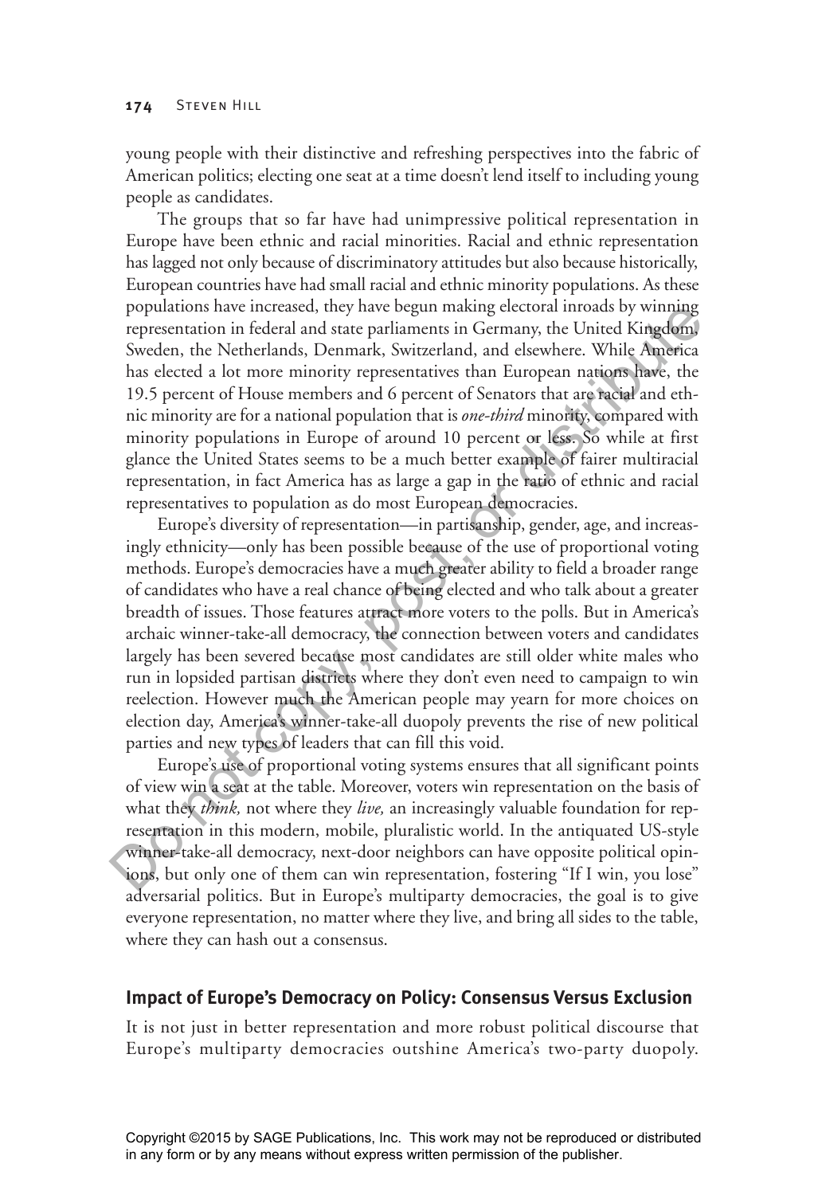young people with their distinctive and refreshing perspectives into the fabric of American politics; electing one seat at a time doesn't lend itself to including young people as candidates.

The groups that so far have had unimpressive political representation in Europe have been ethnic and racial minorities. Racial and ethnic representation has lagged not only because of discriminatory attitudes but also because historically, European countries have had small racial and ethnic minority populations. As these populations have increased, they have begun making electoral inroads by winning representation in federal and state parliaments in Germany, the United Kingdom, Sweden, the Netherlands, Denmark, Switzerland, and elsewhere. While America has elected a lot more minority representatives than European nations have, the 19.5 percent of House members and 6 percent of Senators that are racial and ethnic minority are for a national population that is *one-third* minority, compared with minority populations in Europe of around 10 percent or less. So while at first glance the United States seems to be a much better example of fairer multiracial representation, in fact America has as large a gap in the ratio of ethnic and racial representatives to population as do most European democracies.

Europe's diversity of representation—in partisanship, gender, age, and increasingly ethnicity—only has been possible because of the use of proportional voting methods. Europe's democracies have a much greater ability to field a broader range of candidates who have a real chance of being elected and who talk about a greater breadth of issues. Those features attract more voters to the polls. But in America's archaic winner-take-all democracy, the connection between voters and candidates largely has been severed because most candidates are still older white males who run in lopsided partisan districts where they don't even need to campaign to win reelection. However much the American people may yearn for more choices on election day, America's winner-take-all duopoly prevents the rise of new political parties and new types of leaders that can fill this void.

Europe's use of proportional voting systems ensures that all significant points of view win a seat at the table. Moreover, voters win representation on the basis of what they *think,* not where they *live,* an increasingly valuable foundation for representation in this modern, mobile, pluralistic world. In the antiquated US-style winner-take-all democracy, next-door neighbors can have opposite political opinions, but only one of them can win representation, fostering "If I win, you lose" adversarial politics. But in Europe's multiparty democracies, the goal is to give everyone representation, no matter where they live, and bring all sides to the table, where they can hash out a consensus.

## Impact of Europe's Democracy on Policy: Consensus Versus Exclusion

It is not just in better representation and more robust political discourse that Europe's multiparty democracies outshine America's two-party duopoly.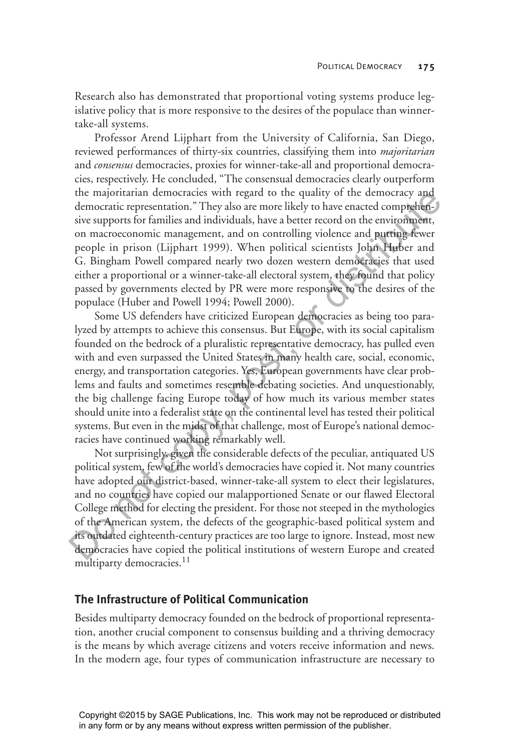Research also has demonstrated that proportional voting systems produce legislative policy that is more responsive to the desires of the populace than winner-take-all systems.

Professor Arend Lijphart from the University of California, San Diego, reviewed performances of thirty-six countries, classifying them into *majoritarian* and *consensus* democracies, proxies for winner-take-all and proportional democracies, respectively. He concluded, "The consensual democracies clearly outperform the majoritarian democracies with regard to the quality of the democracy and democratic representation." They also are more likely to have enacted comprehensive supports for families and individuals, have a better record on the environment, on macroeconomic management, and on controlling violence and putting fewer people in prison (Lijphart 1999). When political scientists John Huber and G. Bingham Powell compared nearly two dozen western democracies that used either a proportional or a winner-take-all electoral system, they found that policy passed by governments elected by PR were more responsive to the desires of the populace (Huber and Powell 1994; Powell 2000).

Some US defenders have criticized European democracies as being too paralyzed by attempts to achieve this consensus. But Europe, with its social capitalism founded on the bedrock of a pluralistic representative democracy, has pulled even with and even surpassed the United States in many health care, social, economic, energy, and transportation categories. Yes, European governments have clear problems and faults and sometimes resemble debating societies. And unquestionably, the big challenge facing Europe today of how much its various member states should unite into a federalist state on the continental level has tested their political systems. But even in the midst of that challenge, most of Europe's national democracies have continued working remarkably well.

Not surprisingly, given the considerable defects of the peculiar, antiquated US political system, few of the world's democracies have copied it. Not many countries have adopted our district-based, winner-take-all system to elect their legislatures, and no countries have copied our malapportioned Senate or our flawed Electoral College method for electing the president. For those not steeped in the mythologies of the American system, the defects of the geographic-based political system and its outdated eighteenth-century practices are too large to ignore. Instead, most new democracies have copied the political institutions of western Europe and created multiparty democracies.[11]

### The Infrastructure of Political Communication

Besides multiparty democracy founded on the bedrock of proportional representation, another crucial component to consensus building and a thriving democracy is the means by which average citizens and voters receive information and news. In the modern age, four types of communication infrastructure are necessary to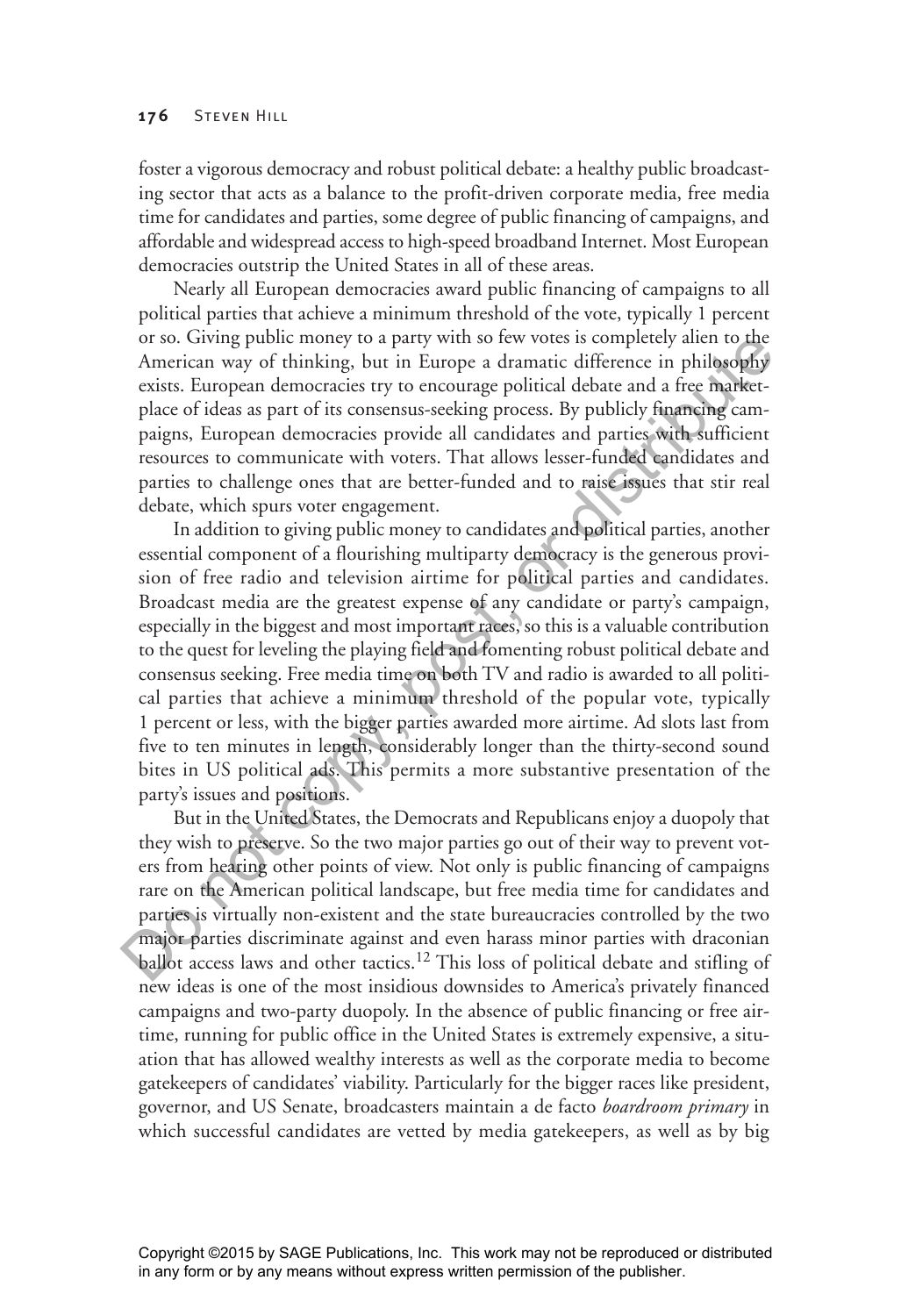foster a vigorous democracy and robust political debate: a healthy public broadcasting sector that acts as a balance to the profit-driven corporate media, free media time for candidates and parties, some degree of public financing of campaigns, and affordable and widespread access to high-speed broadband Internet. Most European democracies outstrip the United States in all of these areas.

Nearly all European democracies award public financing of campaigns to all political parties that achieve a minimum threshold of the vote, typically 1 percent or so. Giving public money to a party with so few votes is completely alien to the American way of thinking, but in Europe a dramatic difference in philosophy exists. European democracies try to encourage political debate and a free marketplace of ideas as part of its consensus-seeking process. By publicly financing campaigns, European democracies provide all candidates and parties with sufficient resources to communicate with voters. That allows lesser-funded candidates and parties to challenge ones that are better-funded and to raise issues that stir real debate, which spurs voter engagement.

In addition to giving public money to candidates and political parties, another essential component of a flourishing multiparty democracy is the generous provision of free radio and television airtime for political parties and candidates. Broadcast media are the greatest expense of any candidate or party's campaign, especially in the biggest and most important races, so this is a valuable contribution to the quest for leveling the playing field and fomenting robust political debate and consensus seeking. Free media time on both TV and radio is awarded to all political parties that achieve a minimum threshold of the popular vote, typically 1 percent or less, with the bigger parties awarded more airtime. Ad slots last from five to ten minutes in length, considerably longer than the thirty-second sound bites in US political ads. This permits a more substantive presentation of the party's issues and positions.

But in the United States, the Democrats and Republicans enjoy a duopoly that they wish to preserve. So the two major parties go out of their way to prevent voters from hearing other points of view. Not only is public financing of campaigns rare on the American political landscape, but free media time for candidates and parties is virtually non-existent and the state bureaucracies controlled by the two major parties discriminate against and even harass minor parties with draconian ballot access laws and other tactics.[12] This loss of political debate and stifling of new ideas is one of the most insidious downsides to America's privately financed campaigns and two-party duopoly. In the absence of public financing or free airtime, running for public office in the United States is extremely expensive, a situation that has allowed wealthy interests as well as the corporate media to become gatekeepers of candidates' viability. Particularly for the bigger races like president, governor, and US Senate, broadcasters maintain a de facto *boardroom primary* in which successful candidates are vetted by media gatekeepers, as well as by big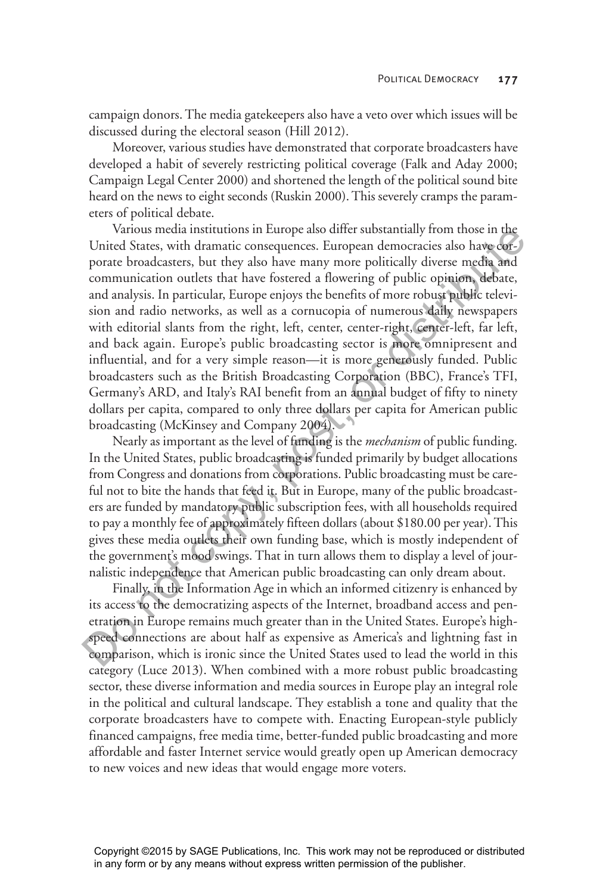campaign donors. The media gatekeepers also have a veto over which issues will be discussed during the electoral season (Hill 2012).

Moreover, various studies have demonstrated that corporate broadcasters have developed a habit of severely restricting political coverage (Falk and Aday 2000; Campaign Legal Center 2000) and shortened the length of the political sound bite heard on the news to eight seconds (Ruskin 2000). This severely cramps the parameters of political debate.

Various media institutions in Europe also differ substantially from those in the United States, with dramatic consequences. European democracies also have corporate broadcasters, but they also have many more politically diverse media and communication outlets that have fostered a flowering of public opinion, debate, and analysis. In particular, Europe enjoys the benefits of more robust public television and radio networks, as well as a cornucopia of numerous daily newspapers with editorial slants from the right, left, center, center-right, center-left, far left, and back again. Europe's public broadcasting sector is more omnipresent and influential, and for a very simple reason—it is more generously funded. Public broadcasters such as the British Broadcasting Corporation (BBC), France's TFI, Germany's ARD, and Italy's RAI benefit from an annual budget of fifty to ninety dollars per capita, compared to only three dollars per capita for American public broadcasting (McKinsey and Company 2004).

Nearly as important as the level of funding is the *mechanism* of public funding. In the United States, public broadcasting is funded primarily by budget allocations from Congress and donations from corporations. Public broadcasting must be careful not to bite the hands that feed it. But in Europe, many of the public broadcasters are funded by mandatory public subscription fees, with all households required to pay a monthly fee of approximately fifteen dollars (about $180.00 per year). This gives these media outlets their own funding base, which is mostly independent of the government's mood swings. That in turn allows them to display a level of journalistic independence that American public broadcasting can only dream about.

Finally, in the Information Age in which an informed citizenry is enhanced by its access to the democratizing aspects of the Internet, broadband access and penetration in Europe remains much greater than in the United States. Europe's high-speed connections are about half as expensive as America's and lightning fast in comparison, which is ironic since the United States used to lead the world in this category (Luce 2013). When combined with a more robust public broadcasting sector, these diverse information and media sources in Europe play an integral role in the political and cultural landscape. They establish a tone and quality that the corporate broadcasters have to compete with. Enacting European-style publicly financed campaigns, free media time, better-funded public broadcasting and more affordable and faster Internet service would greatly open up American democracy to new voices and new ideas that would engage more voters.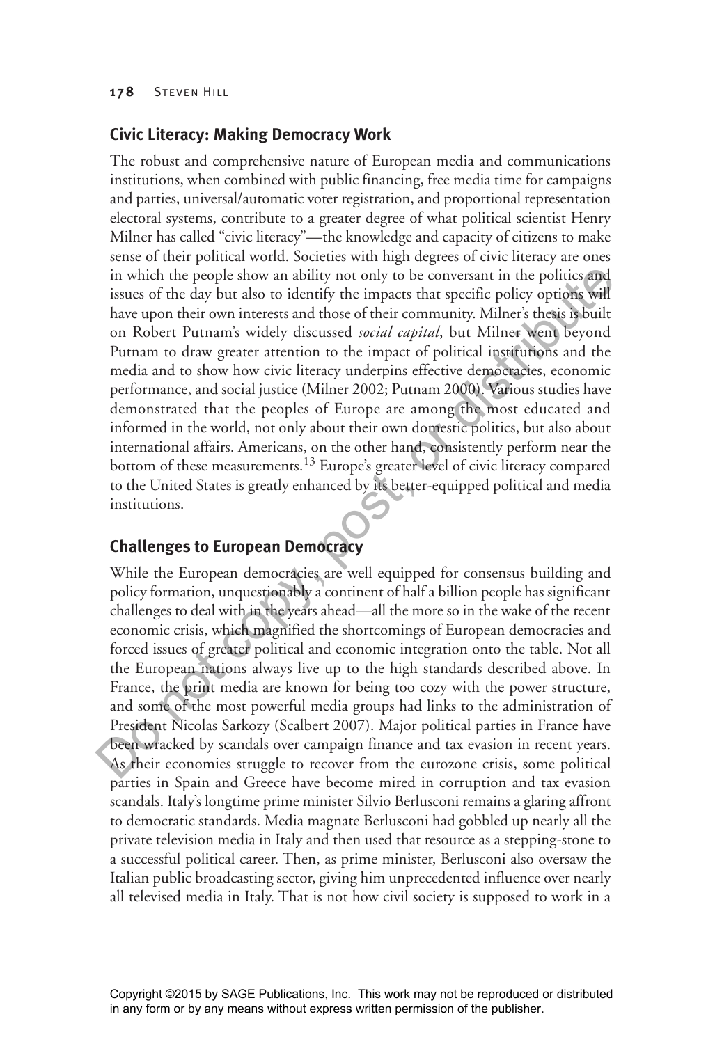## Civic Literacy: Making Democracy Work

The robust and comprehensive nature of European media and communications institutions, when combined with public financing, free media time for campaigns and parties, universal/automatic voter registration, and proportional representation electoral systems, contribute to a greater degree of what political scientist Henry Milner has called "civic literacy"—the knowledge and capacity of citizens to make sense of their political world. Societies with high degrees of civic literacy are ones in which the people show an ability not only to be conversant in the politics and issues of the day but also to identify the impacts that specific policy options will have upon their own interests and those of their community. Milner's thesis is built on Robert Putnam's widely discussed *social capital*, but Milner went beyond Putnam to draw greater attention to the impact of political institutions and the media and to show how civic literacy underpins effective democracies, economic performance, and social justice (Milner 2002; Putnam 2000). Various studies have demonstrated that the peoples of Europe are among the most educated and informed in the world, not only about their own domestic politics, but also about international affairs. Americans, on the other hand, consistently perform near the bottom of these measurements.[13] Europe's greater level of civic literacy compared to the United States is greatly enhanced by its better-equipped political and media institutions.

## Challenges to European Democracy

While the European democracies are well equipped for consensus building and policy formation, unquestionably a continent of half a billion people has significant challenges to deal with in the years ahead—all the more so in the wake of the recent economic crisis, which magnified the shortcomings of European democracies and forced issues of greater political and economic integration onto the table. Not all the European nations always live up to the high standards described above. In France, the print media are known for being too cozy with the power structure, and some of the most powerful media groups had links to the administration of President Nicolas Sarkozy (Scalbert 2007). Major political parties in France have been wracked by scandals over campaign finance and tax evasion in recent years. As their economies struggle to recover from the eurozone crisis, some political parties in Spain and Greece have become mired in corruption and tax evasion scandals. Italy's longtime prime minister Silvio Berlusconi remains a glaring affront to democratic standards. Media magnate Berlusconi had gobbled up nearly all the private television media in Italy and then used that resource as a stepping-stone to a successful political career. Then, as prime minister, Berlusconi also oversaw the Italian public broadcasting sector, giving him unprecedented influence over nearly all televised media in Italy. That is not how civil society is supposed to work in a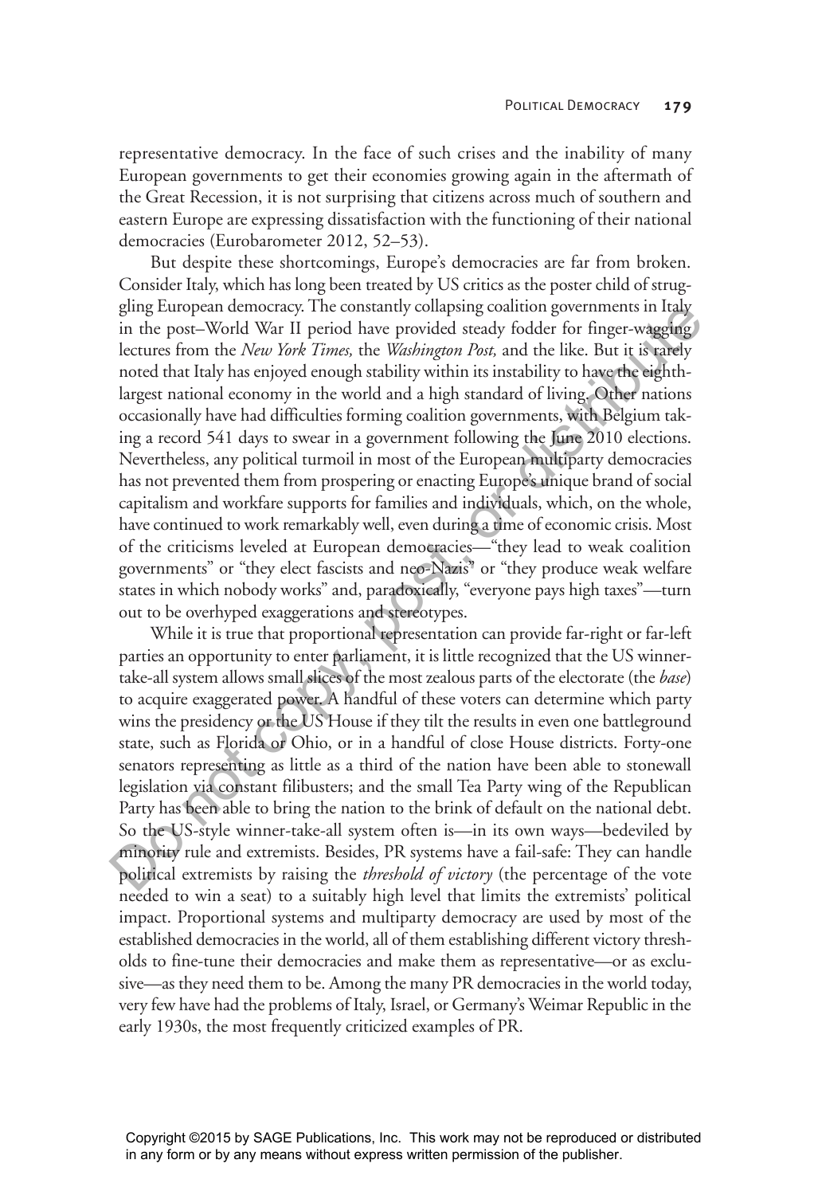representative democracy. In the face of such crises and the inability of many European governments to get their economies growing again in the aftermath of the Great Recession, it is not surprising that citizens across much of southern and eastern Europe are expressing dissatisfaction with the functioning of their national democracies (Eurobarometer 2012, 52–53).

But despite these shortcomings, Europe's democracies are far from broken. Consider Italy, which has long been treated by US critics as the poster child of struggling European democracy. The constantly collapsing coalition governments in Italy in the post–World War II period have provided steady fodder for finger-wagging lectures from the *New York Times,* the *Washington Post,* and the like. But it is rarely noted that Italy has enjoyed enough stability within its instability to have the eighth-largest national economy in the world and a high standard of living. Other nations occasionally have had difficulties forming coalition governments, with Belgium taking a record 541 days to swear in a government following the June 2010 elections. Nevertheless, any political turmoil in most of the European multiparty democracies has not prevented them from prospering or enacting Europe's unique brand of social capitalism and workfare supports for families and individuals, which, on the whole, have continued to work remarkably well, even during a time of economic crisis. Most of the criticisms leveled at European democracies—"they lead to weak coalition governments" or "they elect fascists and neo-Nazis" or "they produce weak welfare states in which nobody works" and, paradoxically, "everyone pays high taxes"—turn out to be overhyped exaggerations and stereotypes.

While it is true that proportional representation can provide far-right or far-left parties an opportunity to enter parliament, it is little recognized that the US winner-take-all system allows small slices of the most zealous parts of the electorate (the *base*) to acquire exaggerated power. A handful of these voters can determine which party wins the presidency or the US House if they tilt the results in even one battleground state, such as Florida or Ohio, or in a handful of close House districts. Forty-one senators representing as little as a third of the nation have been able to stonewall legislation via constant filibusters; and the small Tea Party wing of the Republican Party has been able to bring the nation to the brink of default on the national debt. So the US-style winner-take-all system often is—in its own ways—bedeviled by minority rule and extremists. Besides, PR systems have a fail-safe: They can handle political extremists by raising the *threshold of victory* (the percentage of the vote needed to win a seat) to a suitably high level that limits the extremists' political impact. Proportional systems and multiparty democracy are used by most of the established democracies in the world, all of them establishing different victory thresholds to fine-tune their democracies and make them as representative—or as exclusive—as they need them to be. Among the many PR democracies in the world today, very few have had the problems of Italy, Israel, or Germany's Weimar Republic in the early 1930s, the most frequently criticized examples of PR.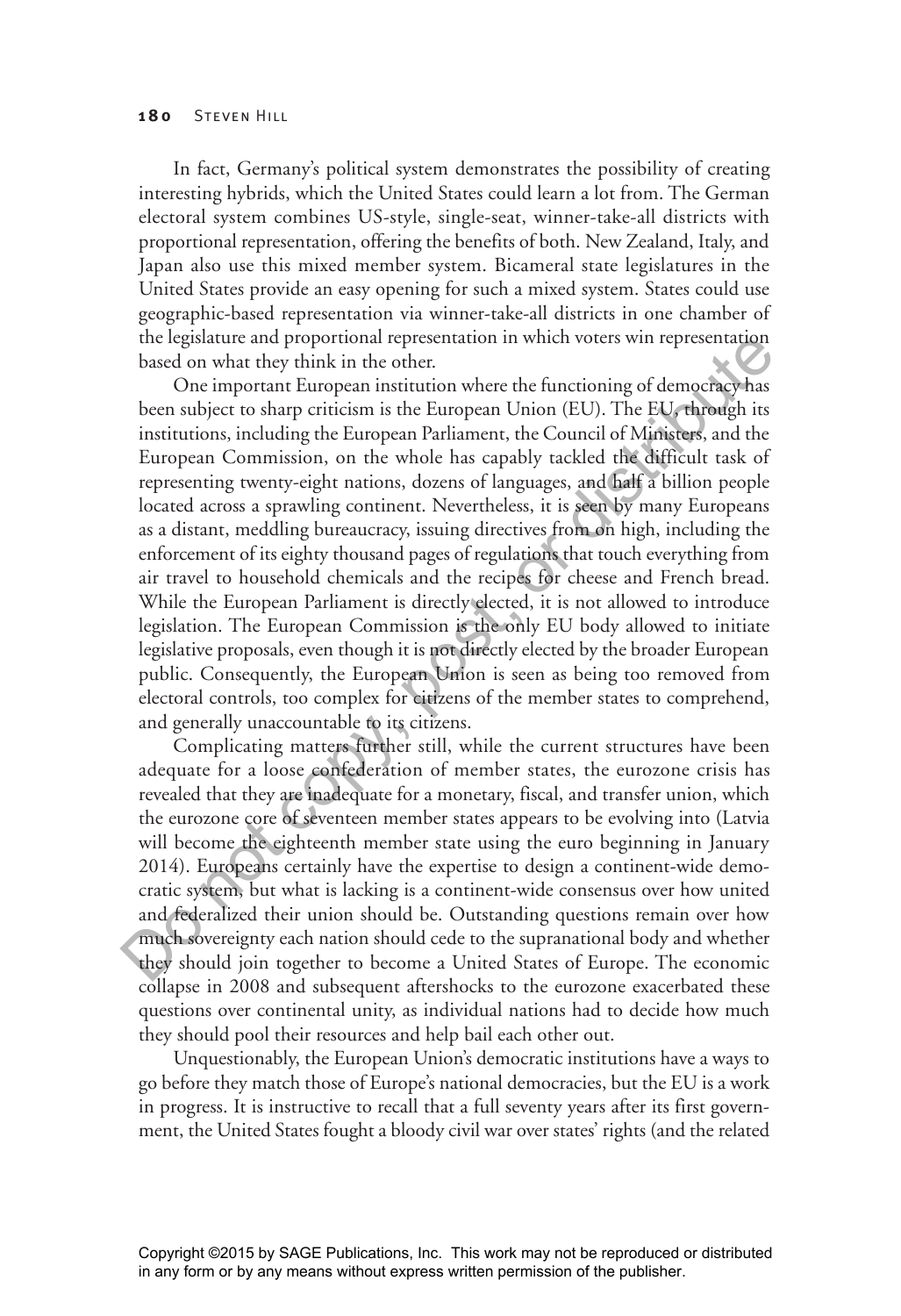In fact, Germany's political system demonstrates the possibility of creating interesting hybrids, which the United States could learn a lot from. The German electoral system combines US-style, single-seat, winner-take-all districts with proportional representation, offering the benefits of both. New Zealand, Italy, and Japan also use this mixed member system. Bicameral state legislatures in the United States provide an easy opening for such a mixed system. States could use geographic-based representation via winner-take-all districts in one chamber of the legislature and proportional representation in which voters win representation based on what they think in the other.

One important European institution where the functioning of democracy has been subject to sharp criticism is the European Union (EU). The EU, through its institutions, including the European Parliament, the Council of Ministers, and the European Commission, on the whole has capably tackled the difficult task of representing twenty-eight nations, dozens of languages, and half a billion people located across a sprawling continent. Nevertheless, it is seen by many Europeans as a distant, meddling bureaucracy, issuing directives from on high, including the enforcement of its eighty thousand pages of regulations that touch everything from air travel to household chemicals and the recipes for cheese and French bread. While the European Parliament is directly elected, it is not allowed to introduce legislation. The European Commission is the only EU body allowed to initiate legislative proposals, even though it is not directly elected by the broader European public. Consequently, the European Union is seen as being too removed from electoral controls, too complex for citizens of the member states to comprehend, and generally unaccountable to its citizens.

Complicating matters further still, while the current structures have been adequate for a loose confederation of member states, the eurozone crisis has revealed that they are inadequate for a monetary, fiscal, and transfer union, which the eurozone core of seventeen member states appears to be evolving into (Latvia will become the eighteenth member state using the euro beginning in January 2014). Europeans certainly have the expertise to design a continent-wide democratic system, but what is lacking is a continent-wide consensus over how united and federalized their union should be. Outstanding questions remain over how much sovereignty each nation should cede to the supranational body and whether they should join together to become a United States of Europe. The economic collapse in 2008 and subsequent aftershocks to the eurozone exacerbated these questions over continental unity, as individual nations had to decide how much they should pool their resources and help bail each other out.

Unquestionably, the European Union's democratic institutions have a ways to go before they match those of Europe's national democracies, but the EU is a work in progress. It is instructive to recall that a full seventy years after its first government, the United States fought a bloody civil war over states' rights (and the related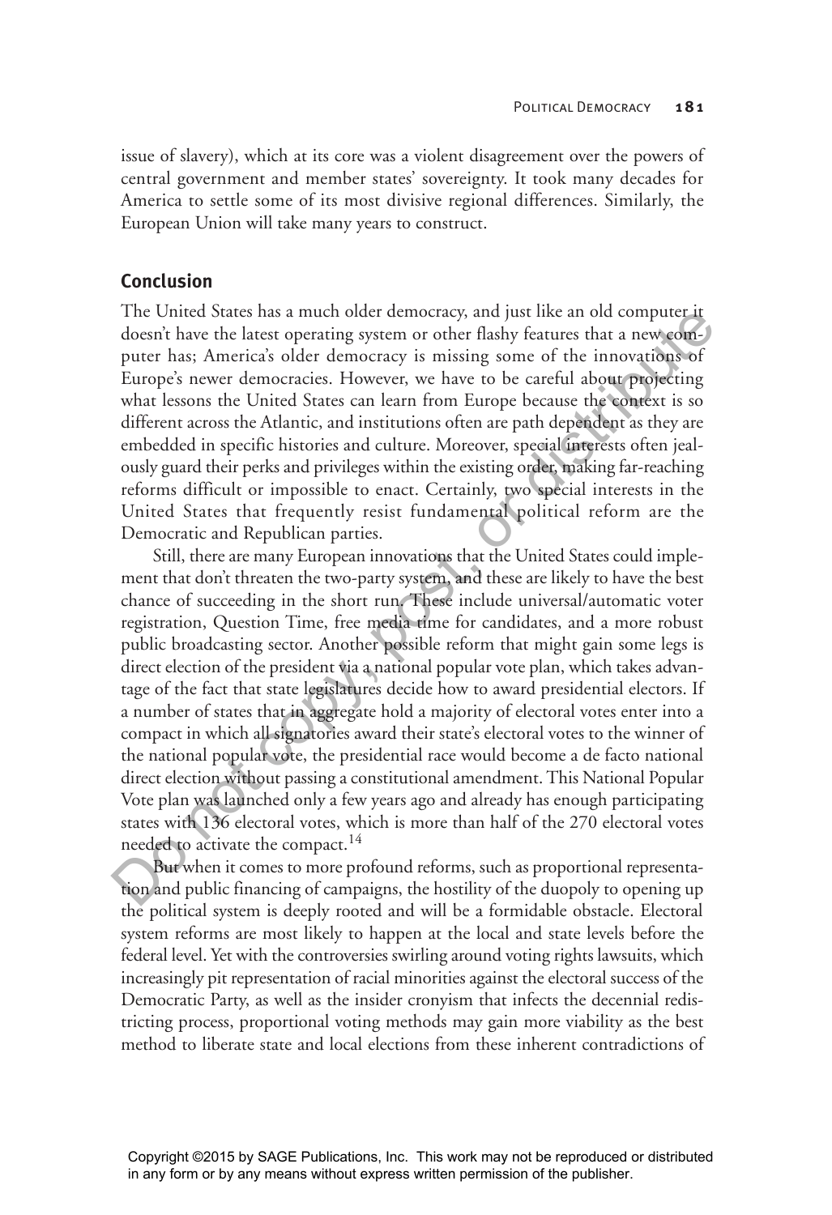issue of slavery), which at its core was a violent disagreement over the powers of central government and member states' sovereignty. It took many decades for America to settle some of its most divisive regional differences. Similarly, the European Union will take many years to construct.

## Conclusion

The United States has a much older democracy, and just like an old computer it doesn't have the latest operating system or other flashy features that a new computer has; America's older democracy is missing some of the innovations of Europe's newer democracies. However, we have to be careful about projecting what lessons the United States can learn from Europe because the context is so different across the Atlantic, and institutions often are path dependent as they are embedded in specific histories and culture. Moreover, special interests often jealously guard their perks and privileges within the existing order, making far-reaching reforms difficult or impossible to enact. Certainly, two special interests in the United States that frequently resist fundamental political reform are the Democratic and Republican parties.

Still, there are many European innovations that the United States could implement that don't threaten the two-party system, and these are likely to have the best chance of succeeding in the short run. These include universal/automatic voter registration, Question Time, free media time for candidates, and a more robust public broadcasting sector. Another possible reform that might gain some legs is direct election of the president via a national popular vote plan, which takes advantage of the fact that state legislatures decide how to award presidential electors. If a number of states that in aggregate hold a majority of electoral votes enter into a compact in which all signatories award their state's electoral votes to the winner of the national popular vote, the presidential race would become a de facto national direct election without passing a constitutional amendment. This National Popular Vote plan was launched only a few years ago and already has enough participating states with 136 electoral votes, which is more than half of the 270 electoral votes needed to activate the compact.[14]

But when it comes to more profound reforms, such as proportional representation and public financing of campaigns, the hostility of the duopoly to opening up the political system is deeply rooted and will be a formidable obstacle. Electoral system reforms are most likely to happen at the local and state levels before the federal level. Yet with the controversies swirling around voting rights lawsuits, which increasingly pit representation of racial minorities against the electoral success of the Democratic Party, as well as the insider cronyism that infects the decennial redistricting process, proportional voting methods may gain more viability as the best method to liberate state and local elections from these inherent contradictions of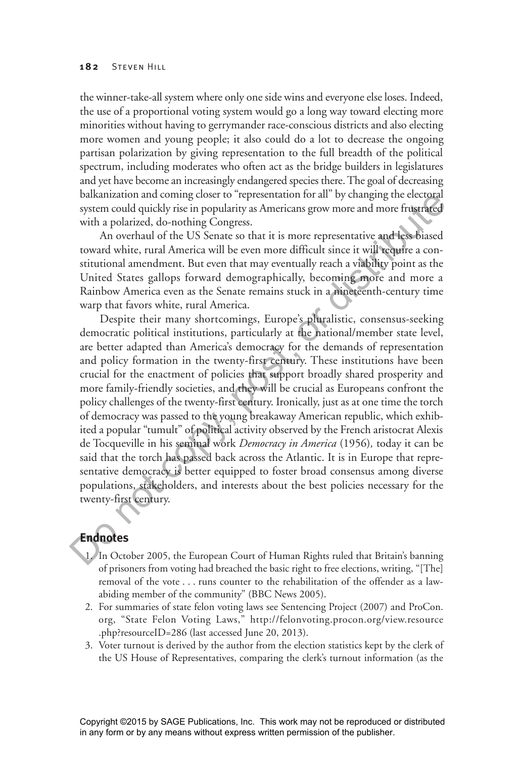the winner-take-all system where only one side wins and everyone else loses. Indeed, the use of a proportional voting system would go a long way toward electing more minorities without having to gerrymander race-conscious districts and also electing more women and young people; it also could do a lot to decrease the ongoing partisan polarization by giving representation to the full breadth of the political spectrum, including moderates who often act as the bridge builders in legislatures and yet have become an increasingly endangered species there. The goal of decreasing balkanization and coming closer to "representation for all" by changing the electoral system could quickly rise in popularity as Americans grow more and more frustrated with a polarized, do-nothing Congress.

An overhaul of the US Senate so that it is more representative and less biased toward white, rural America will be even more difficult since it will require a constitutional amendment. But even that may eventually reach a viability point as the United States gallops forward demographically, becoming more and more a Rainbow America even as the Senate remains stuck in a nineteenth-century time warp that favors white, rural America.

Despite their many shortcomings, Europe's pluralistic, consensus-seeking democratic political institutions, particularly at the national/member state level, are better adapted than America's democracy for the demands of representation and policy formation in the twenty-first century. These institutions have been crucial for the enactment of policies that support broadly shared prosperity and more family-friendly societies, and they will be crucial as Europeans confront the policy challenges of the twenty-first century. Ironically, just as at one time the torch of democracy was passed to the young breakaway American republic, which exhibited a popular "tumult" of political activity observed by the French aristocrat Alexis de Tocqueville in his seminal work *Democracy in America* (1956), today it can be said that the torch has passed back across the Atlantic. It is in Europe that representative democracy is better equipped to foster broad consensus among diverse populations, stakeholders, and interests about the best policies necessary for the twenty-first century.

## Endnotes

1. In October 2005, the European Court of Human Rights ruled that Britain's banning of prisoners from voting had breached the basic right to free elections, writing, "[The] removal of the vote . . . runs counter to the rehabilitation of the offender as a law-abiding member of the community" (BBC News 2005).
2. For summaries of state felon voting laws see Sentencing Project (2007) and ProCon.org, "State Felon Voting Laws," http://felonvoting.procon.org/view.resource.php?resourceID=286 (last accessed June 20, 2013).
3. Voter turnout is derived by the author from the election statistics kept by the clerk of the US House of Representatives, comparing the clerk's turnout information (as the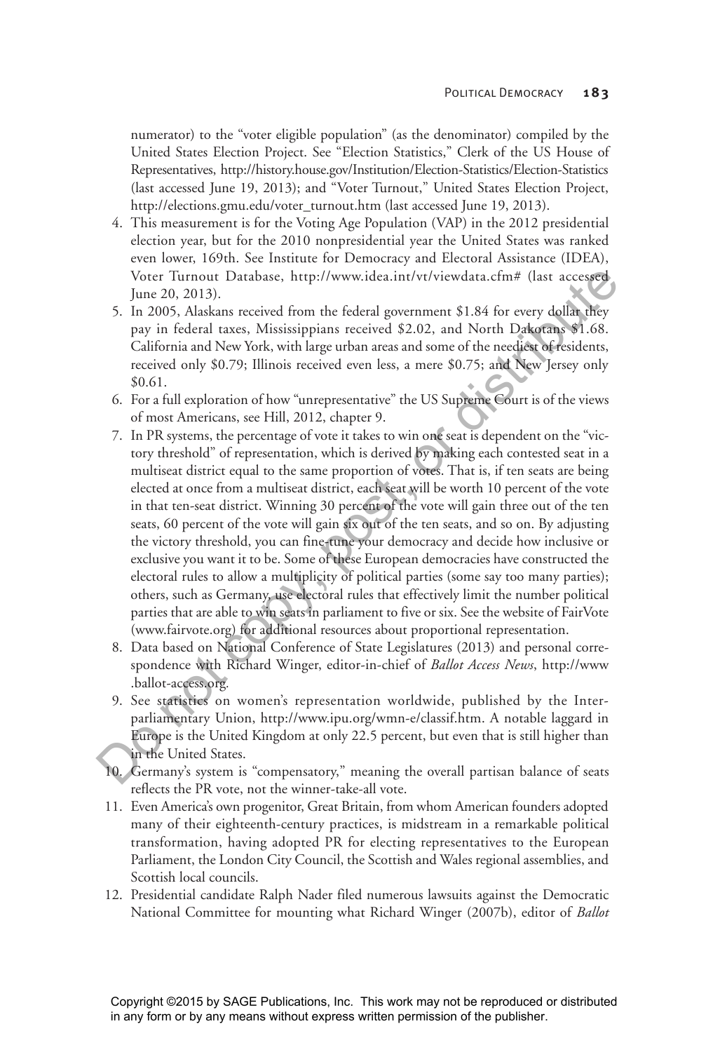numerator) to the "voter eligible population" (as the denominator) compiled by the United States Election Project. See "Election Statistics," Clerk of the US House of Representatives, http://history.house.gov/Institution/Election-Statistics/Election-Statistics (last accessed June 19, 2013); and "Voter Turnout," United States Election Project, http://elections.gmu.edu/voter_turnout.htm (last accessed June 19, 2013).

4. This measurement is for the Voting Age Population (VAP) in the 2012 presidential election year, but for the 2010 nonpresidential year the United States was ranked even lower, 169th. See Institute for Democracy and Electoral Assistance (IDEA), Voter Turnout Database, http://www.idea.int/vt/viewdata.cfm# (last accessed June 20, 2013).
5. In 2005, Alaskans received from the federal government $1.84 for every dollar they pay in federal taxes, Mississippians received $2.02, and North Dakotans $1.68. California and New York, with large urban areas and some of the neediest of residents, received only $0.79; Illinois received even less, a mere $0.75; and New Jersey only $0.61.
6. For a full exploration of how "unrepresentative" the US Supreme Court is of the views of most Americans, see Hill, 2012, chapter 9.
7. In PR systems, the percentage of vote it takes to win one seat is dependent on the "victory threshold" of representation, which is derived by making each contested seat in a multiseat district equal to the same proportion of votes. That is, if ten seats are being elected at once from a multiseat district, each seat will be worth 10 percent of the vote in that ten-seat district. Winning 30 percent of the vote will gain three out of the ten seats, 60 percent of the vote will gain six out of the ten seats, and so on. By adjusting the victory threshold, you can fine-tune your democracy and decide how inclusive or exclusive you want it to be. Some of these European democracies have constructed the electoral rules to allow a multiplicity of political parties (some say too many parties); others, such as Germany, use electoral rules that effectively limit the number political parties that are able to win seats in parliament to five or six. See the website of FairVote (www.fairvote.org) for additional resources about proportional representation.
8. Data based on National Conference of State Legislatures (2013) and personal correspondence with Richard Winger, editor-in-chief of *Ballot Access News*, http://www.ballot-access.org.
9. See statistics on women's representation worldwide, published by the Interparliamentary Union, http://www.ipu.org/wmn-e/classif.htm. A notable laggard in Europe is the United Kingdom at only 22.5 percent, but even that is still higher than in the United States.
10. Germany's system is "compensatory," meaning the overall partisan balance of seats reflects the PR vote, not the winner-take-all vote.
11. Even America's own progenitor, Great Britain, from whom American founders adopted many of their eighteenth-century practices, is midstream in a remarkable political transformation, having adopted PR for electing representatives to the European Parliament, the London City Council, the Scottish and Wales regional assemblies, and Scottish local councils.
12. Presidential candidate Ralph Nader filed numerous lawsuits against the Democratic National Committee for mounting what Richard Winger (2007b), editor of *Ballot*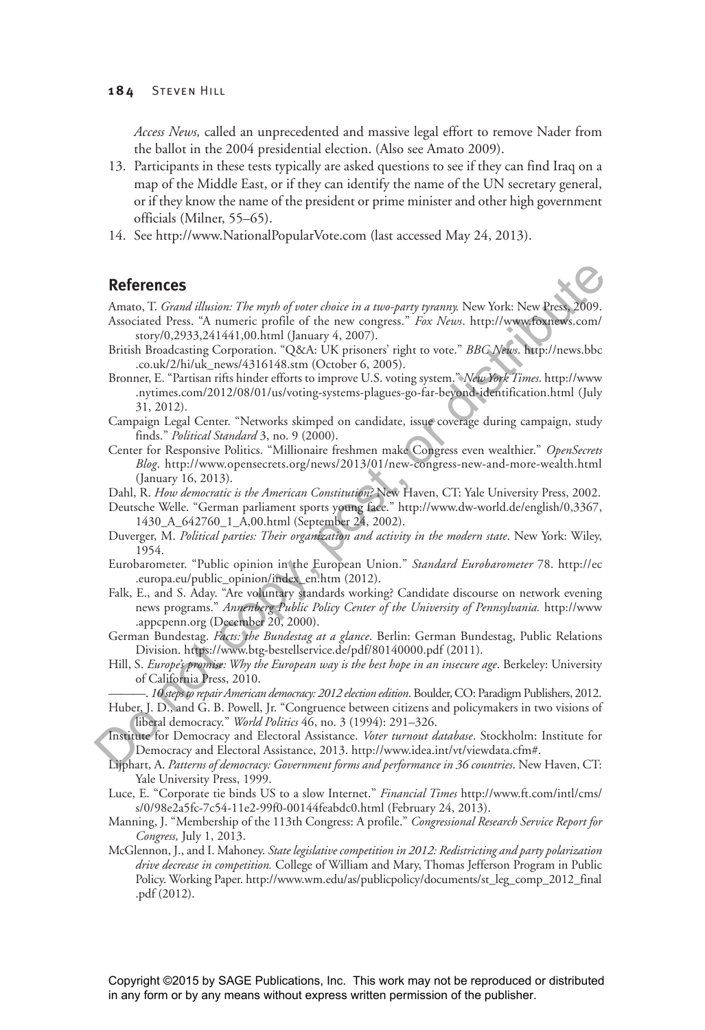*Access News,* called an unprecedented and massive legal effort to remove Nader from the ballot in the 2004 presidential election. (Also see Amato 2009).

13. Participants in these tests typically are asked questions to see if they can find Iraq on a map of the Middle East, or if they can identify the name of the UN secretary general, or if they know the name of the president or prime minister and other high government officials (Milner, 55–65).
14. See http://www.NationalPopularVote.com (last accessed May 24, 2013).

## References

Amato, T. *Grand illusion: The myth of voter choice in a two-party tyranny.* New York: New Press, 2009.

Associated Press. "A numeric profile of the new congress." *Fox News*. http://www.foxnews.com/story/0,2933,241441,00.html (January 4, 2007).

British Broadcasting Corporation. "Q&A: UK prisoners' right to vote." *BBC News*. http://news.bbc.co.uk/2/hi/uk_news/4316148.stm (October 6, 2005).

Bronner, E. "Partisan rifts hinder efforts to improve U.S. voting system." *New York Times*. http://www.nytimes.com/2012/08/01/us/voting-systems-plagues-go-far-beyond-identification.html (July 31, 2012).

Campaign Legal Center. "Networks skimped on candidate, issue coverage during campaign, study finds." *Political Standard* 3, no. 9 (2000).

Center for Responsive Politics. "Millionaire freshmen make Congress even wealthier." *OpenSecrets Blog*. http://www.opensecrets.org/news/2013/01/new-congress-new-and-more-wealth.html (January 16, 2013).

Dahl, R. *How democratic is the American Constitution?* New Haven, CT: Yale University Press, 2002.

Deutsche Welle. "German parliament sports young face." http://www.dw-world.de/english/0,3367,1430_A_642760_1_A,00.html (September 24, 2002).

Duverger, M. *Political parties: Their organization and activity in the modern state*. New York: Wiley, 1954.

Eurobarometer. "Public opinion in the European Union." *Standard Eurobarometer* 78. http://ec.europa.eu/public_opinion/index_en.htm (2012).

Falk, E., and S. Aday. "Are voluntary standards working? Candidate discourse on network evening news programs." *Annenberg Public Policy Center of the University of Pennsylvania.* http://www.appcpenn.org (December 20, 2000).

German Bundestag. *Facts: the Bundestag at a glance*. Berlin: German Bundestag, Public Relations Division. https://www.btg-bestellservice.de/pdf/80140000.pdf (2011).

Hill, S. *Europe's promise: Why the European way is the best hope in an insecure age*. Berkeley: University of California Press, 2010.

———. *10 steps to repair American democracy: 2012 election edition*. Boulder, CO: Paradigm Publishers, 2012.

Huber, J. D., and G. B. Powell, Jr. "Congruence between citizens and policymakers in two visions of liberal democracy." *World Politics* 46, no. 3 (1994): 291–326.

Institute for Democracy and Electoral Assistance. *Voter turnout database*. Stockholm: Institute for Democracy and Electoral Assistance, 2013. http://www.idea.int/vt/viewdata.cfm#.

Lijphart, A. *Patterns of democracy: Government forms and performance in 36 countries*. New Haven, CT: Yale University Press, 1999.

Luce, E. "Corporate tie binds US to a slow Internet." *Financial Times* http://www.ft.com/intl/cms/s/0/98e2a5fc-7c54-11e2-99f0-00144feabdc0.html (February 24, 2013).

Manning, J. "Membership of the 113th Congress: A profile." *Congressional Research Service Report for Congress,* July 1, 2013.

McGlennon, J., and I. Mahoney. *State legislative competition in 2012: Redistricting and party polarization drive decrease in competition.* College of William and Mary, Thomas Jefferson Program in Public Policy. Working Paper. http://www.wm.edu/as/publicpolicy/documents/st_leg_comp_2012_final.pdf (2012).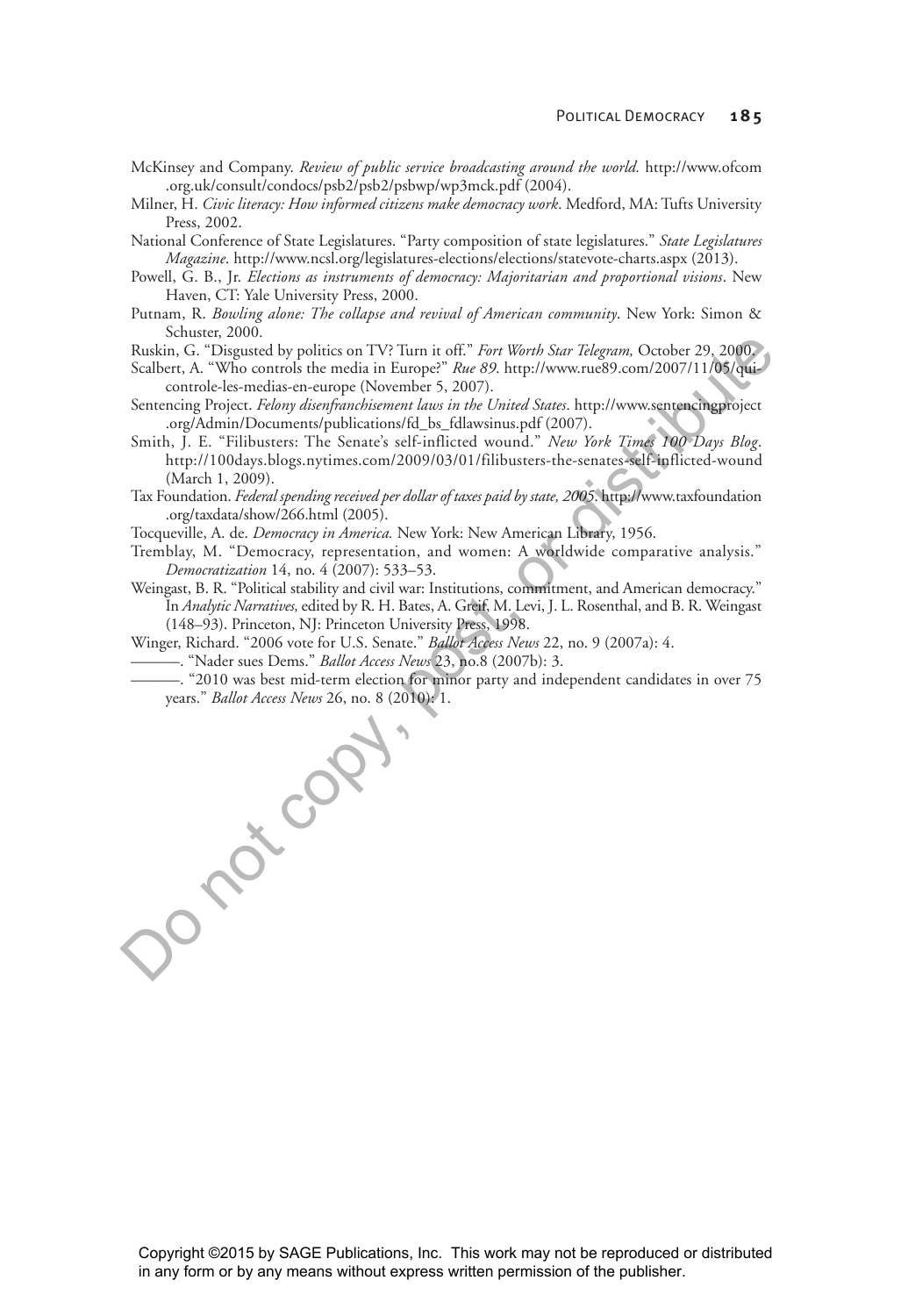McKinsey and Company. *Review of public service broadcasting around the world.* http://www.ofcom.org.uk/consult/condocs/psb2/psb2/psbwp/wp3mck.pdf (2004).

Milner, H. *Civic literacy: How informed citizens make democracy work*. Medford, MA: Tufts University Press, 2002.

National Conference of State Legislatures. "Party composition of state legislatures." *State Legislatures Magazine*. http://www.ncsl.org/legislatures-elections/elections/statevote-charts.aspx (2013).

Powell, G. B., Jr. *Elections as instruments of democracy: Majoritarian and proportional visions*. New Haven, CT: Yale University Press, 2000.

Putnam, R. *Bowling alone: The collapse and revival of American community*. New York: Simon & Schuster, 2000.

Ruskin, G. "Disgusted by politics on TV? Turn it off." *Fort Worth Star Telegram,* October 29, 2000.

Scalbert, A. "Who controls the media in Europe?" *Rue 89*. http://www.rue89.com/2007/11/05/qui-controle-les-medias-en-europe (November 5, 2007).

Sentencing Project. *Felony disenfranchisement laws in the United States*. http://www.sentencingproject.org/Admin/Documents/publications/fd_bs_fdlawsinus.pdf (2007).

Smith, J. E. "Filibusters: The Senate's self-inflicted wound." *New York Times 100 Days Blog*. http://100days.blogs.nytimes.com/2009/03/01/filibusters-the-senates-self-inflicted-wound (March 1, 2009).

Tax Foundation. *Federal spending received per dollar of taxes paid by state, 2005*. http://www.taxfoundation.org/taxdata/show/266.html (2005).

Tocqueville, A. de. *Democracy in America.* New York: New American Library, 1956.

Tremblay, M. "Democracy, representation, and women: A worldwide comparative analysis." *Democratization* 14, no. 4 (2007): 533–53.

Weingast, B. R. "Political stability and civil war: Institutions, commitment, and American democracy." In *Analytic Narratives,* edited by R. H. Bates, A. Greif, M. Levi, J. L. Rosenthal, and B. R. Weingast (148–93). Princeton, NJ: Princeton University Press, 1998.

Winger, Richard. "2006 vote for U.S. Senate." *Ballot Access News* 22, no. 9 (2007a): 4.

———. "Nader sues Dems." *Ballot Access News* 23, no.8 (2007b): 3.

———. "2010 was best mid-term election for minor party and independent candidates in over 75 years." *Ballot Access News* 26, no. 8 (2010): 1.